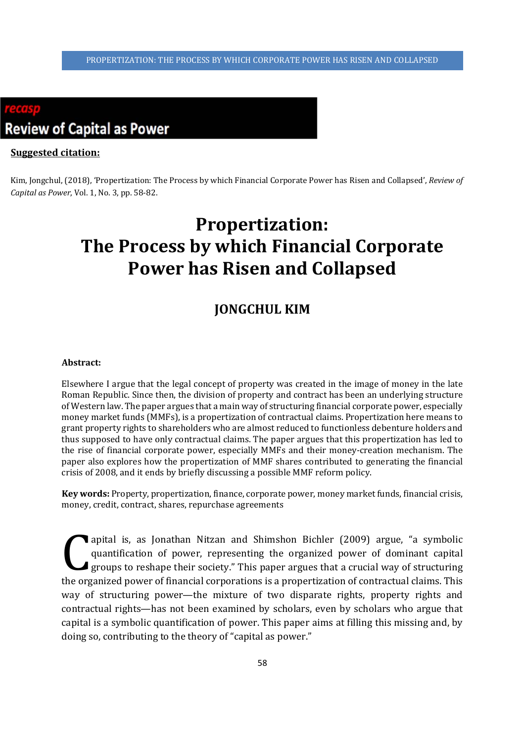**recasp**

**Review of Capital as Power**

**Suggested citation:**

Kim, Jongchul, (2018), 'Propertization: The Process by which Financial Corporate Power has Risen and Collapsed', *Review of Capital as Power*, Vol. 1, No. 3, pp. 58-82.

# Propertization: The Process by which Financial Corporate Power has Risen and Collapsed

## JONGCHUL KIM

**Abstract:**

Elsewhere I argue that the legal concept of property was created in the image of money in the late Roman Republic. Since then, the division of property and contract has been an underlying structure of Western law. The paper argues that a main way of structuring financial corporate power, especially money market funds (MMFs), is a propertization of contractual claims. Propertization here means to grant property rights to shareholders who are almost reduced to functionless debenture holders and thus supposed to have only contractual claims. The paper argues that this propertization has led to the rise of financial corporate power, especially MMFs and their money-creation mechanism. The paper also explores how the propertization of MMF shares contributed to generating the financial crisis of 2008, and it ends by briefly discussing a possible MMF reform policy.

**Key words:** Property, propertization, finance, corporate power, money market funds, financial crisis, money, credit, contract, shares, repurchase agreements

Capital is, as Jonathan Nitzan and Shimshon Bichler (2009) argue, "a symbolic quantification of power, representing the organized power of dominant capital groups to reshape their society." This paper argues that a crucial way of structuring the organized power of financial corporations is a propertization of contractual claims. This way of structuring power—the mixture of two disparate rights, property rights and contractual rights—has not been examined by scholars, even by scholars who argue that capital is a symbolic quantification of power. This paper aims at filling this missing and, by doing so, contributing to the theory of "capital as power."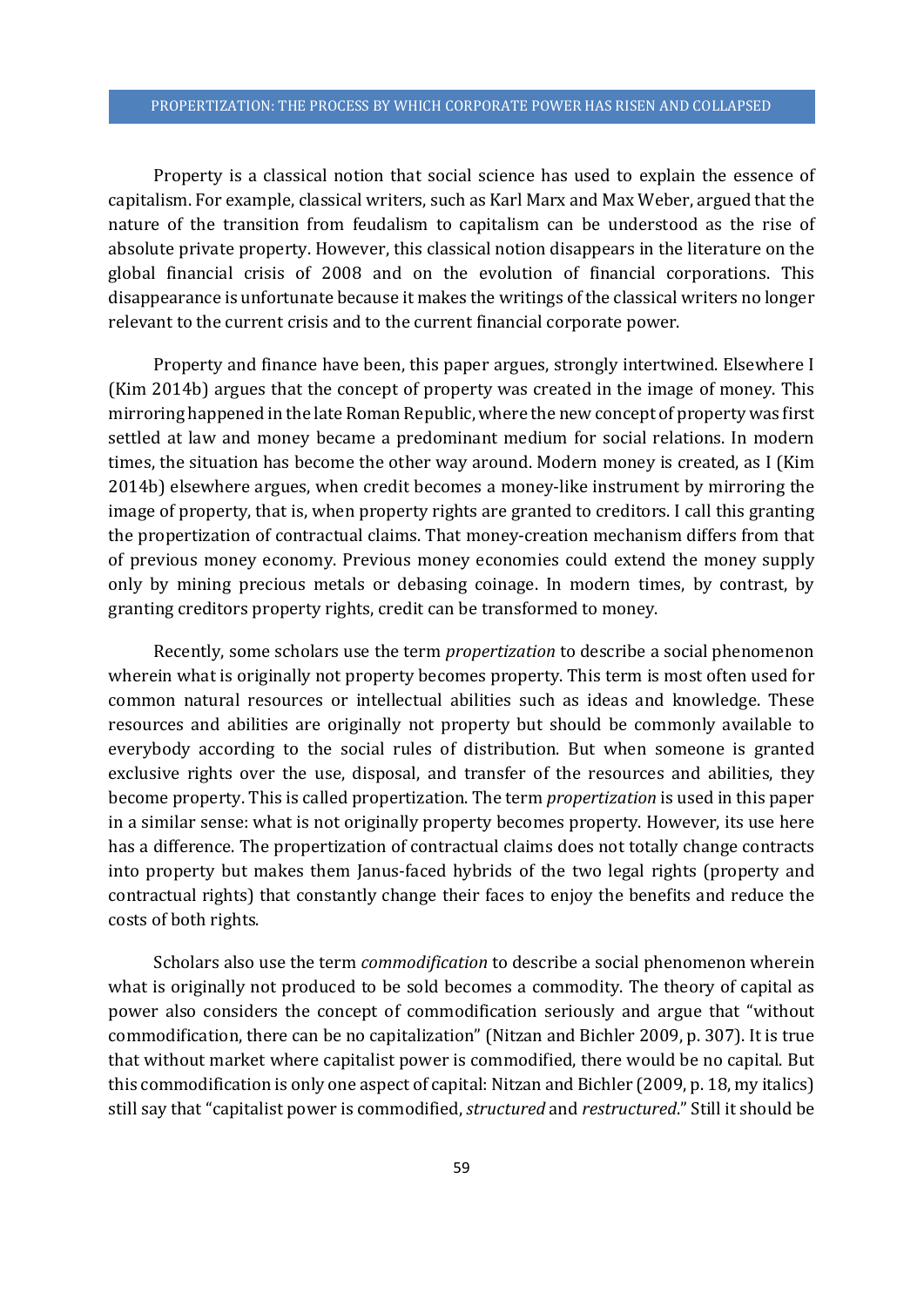Property is a classical notion that social science has used to explain the essence of capitalism. For example, classical writers, such as Karl Marx and Max Weber, argued that the nature of the transition from feudalism to capitalism can be understood as the rise of absolute private property. However, this classical notion disappears in the literature on the global financial crisis of 2008 and on the evolution of financial corporations. This disappearance is unfortunate because it makes the writings of the classical writers no longer relevant to the current crisis and to the current financial corporate power.

Property and finance have been, this paper argues, strongly intertwined. Elsewhere I (Kim 2014b) argues that the concept of property was created in the image of money. This mirroring happened in the late Roman Republic, where the new concept of property was first settled at law and money became a predominant medium for social relations. In modern times, the situation has become the other way around. Modern money is created, as I (Kim 2014b) elsewhere argues, when credit becomes a money-like instrument by mirroring the image of property, that is, when property rights are granted to creditors. I call this granting the propertization of contractual claims. That money-creation mechanism differs from that of previous money economy. Previous money economies could extend the money supply only by mining precious metals or debasing coinage. In modern times, by contrast, by granting creditors property rights, credit can be transformed to money.

Recently, some scholars use the term *propertization* to describe a social phenomenon wherein what is originally not property becomes property. This term is most often used for common natural resources or intellectual abilities such as ideas and knowledge. These resources and abilities are originally not property but should be commonly available to everybody according to the social rules of distribution. But when someone is granted exclusive rights over the use, disposal, and transfer of the resources and abilities, they become property. This is called propertization. The term *propertization* is used in this paper in a similar sense: what is not originally property becomes property. However, its use here has a difference. The propertization of contractual claims does not totally change contracts into property but makes them Janus-faced hybrids of the two legal rights (property and contractual rights) that constantly change their faces to enjoy the benefits and reduce the costs of both rights.

Scholars also use the term *commodification* to describe a social phenomenon wherein what is originally not produced to be sold becomes a commodity. The theory of capital as power also considers the concept of commodification seriously and argue that "without commodification, there can be no capitalization" (Nitzan and Bichler 2009, p. 307). It is true that without market where capitalist power is commodified, there would be no capital. But this commodification is only one aspect of capital: Nitzan and Bichler (2009, p. 18, my italics) still say that "capitalist power is commodified, *structured* and *restructured*." Still it should be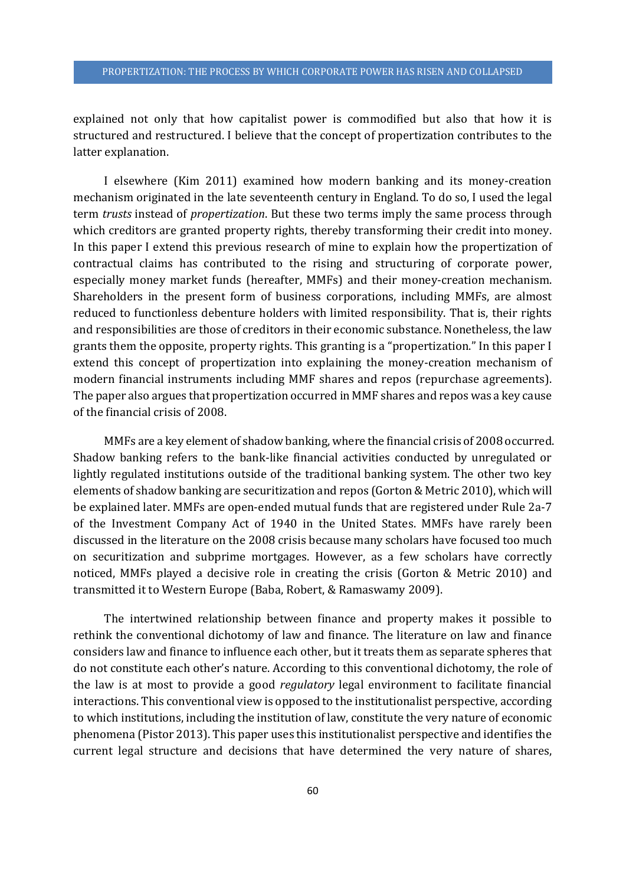explained not only that how capitalist power is commodified but also that how it is structured and restructured. I believe that the concept of propertization contributes to the latter explanation.

I elsewhere (Kim 2011) examined how modern banking and its money-creation mechanism originated in the late seventeenth century in England. To do so, I used the legal term *trusts* instead of *propertization*. But these two terms imply the same process through which creditors are granted property rights, thereby transforming their credit into money. In this paper I extend this previous research of mine to explain how the propertization of contractual claims has contributed to the rising and structuring of corporate power, especially money market funds (hereafter, MMFs) and their money-creation mechanism. Shareholders in the present form of business corporations, including MMFs, are almost reduced to functionless debenture holders with limited responsibility. That is, their rights and responsibilities are those of creditors in their economic substance. Nonetheless, the law grants them the opposite, property rights. This granting is a "propertization." In this paper I extend this concept of propertization into explaining the money-creation mechanism of modern financial instruments including MMF shares and repos (repurchase agreements). The paper also argues that propertization occurred in MMF shares and repos was a key cause of the financial crisis of 2008.

MMFs are a key element of shadow banking, where the financial crisis of 2008 occurred. Shadow banking refers to the bank-like financial activities conducted by unregulated or lightly regulated institutions outside of the traditional banking system. The other two key elements of shadow banking are securitization and repos (Gorton & Metric 2010), which will be explained later. MMFs are open-ended mutual funds that are registered under Rule 2a-7 of the Investment Company Act of 1940 in the United States. MMFs have rarely been discussed in the literature on the 2008 crisis because many scholars have focused too much on securitization and subprime mortgages. However, as a few scholars have correctly noticed, MMFs played a decisive role in creating the crisis (Gorton & Metric 2010) and transmitted it to Western Europe (Baba, Robert, & Ramaswamy 2009).

The intertwined relationship between finance and property makes it possible to rethink the conventional dichotomy of law and finance. The literature on law and finance considers law and finance to influence each other, but it treats them as separate spheres that do not constitute each other's nature. According to this conventional dichotomy, the role of the law is at most to provide a good *regulatory* legal environment to facilitate financial interactions. This conventional view is opposed to the institutionalist perspective, according to which institutions, including the institution of law, constitute the very nature of economic phenomena (Pistor 2013). This paper uses this institutionalist perspective and identifies the current legal structure and decisions that have determined the very nature of shares,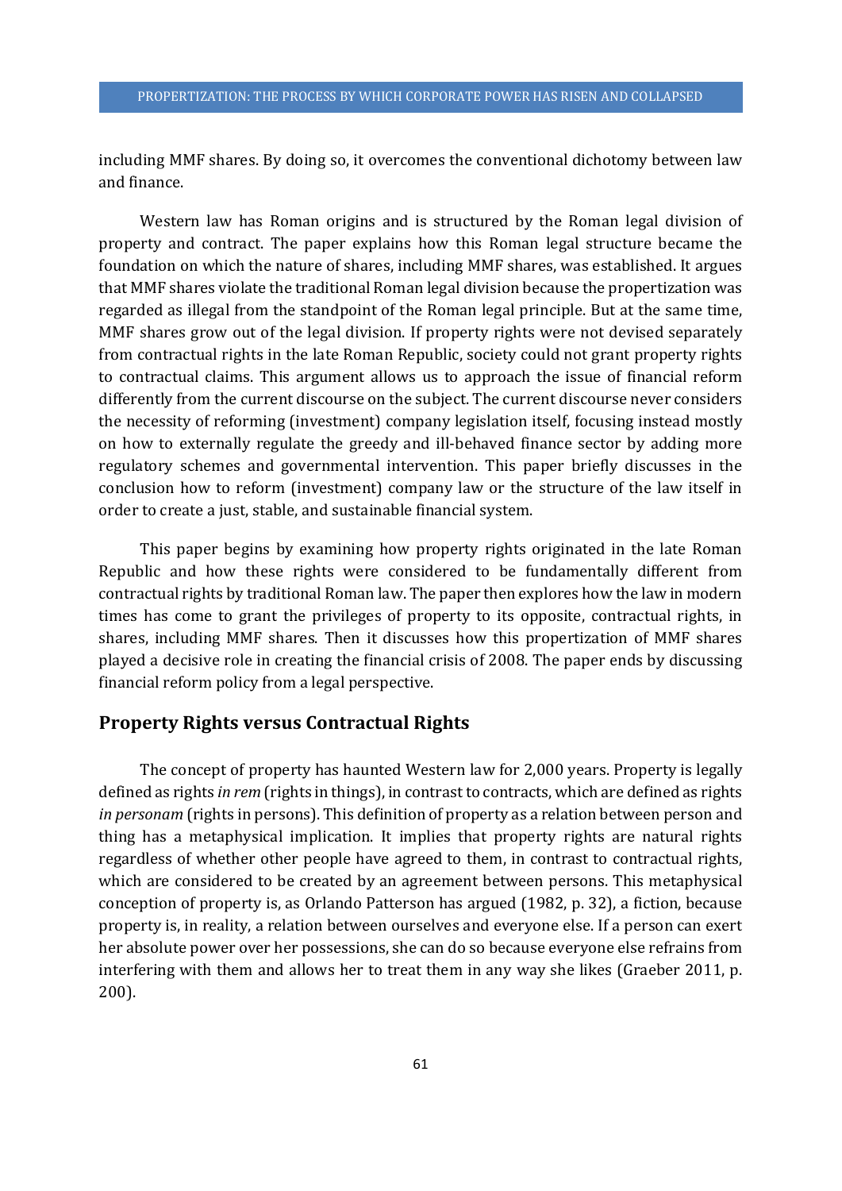including MMF shares. By doing so, it overcomes the conventional dichotomy between law and finance.

Western law has Roman origins and is structured by the Roman legal division of property and contract. The paper explains how this Roman legal structure became the foundation on which the nature of shares, including MMF shares, was established. It argues that MMF shares violate the traditional Roman legal division because the propertization was regarded as illegal from the standpoint of the Roman legal principle. But at the same time, MMF shares grow out of the legal division. If property rights were not devised separately from contractual rights in the late Roman Republic, society could not grant property rights to contractual claims. This argument allows us to approach the issue of financial reform differently from the current discourse on the subject. The current discourse never considers the necessity of reforming (investment) company legislation itself, focusing instead mostly on how to externally regulate the greedy and ill-behaved finance sector by adding more regulatory schemes and governmental intervention. This paper briefly discusses in the conclusion how to reform (investment) company law or the structure of the law itself in order to create a just, stable, and sustainable financial system.

This paper begins by examining how property rights originated in the late Roman Republic and how these rights were considered to be fundamentally different from contractual rights by traditional Roman law. The paper then explores how the law in modern times has come to grant the privileges of property to its opposite, contractual rights, in shares, including MMF shares. Then it discusses how this propertization of MMF shares played a decisive role in creating the financial crisis of 2008. The paper ends by discussing financial reform policy from a legal perspective.

## Property Rights versus Contractual Rights

The concept of property has haunted Western law for 2,000 years. Property is legally defined as rights *in rem* (rights in things), in contrast to contracts, which are defined as rights *in personam* (rights in persons). This definition of property as a relation between person and thing has a metaphysical implication. It implies that property rights are natural rights regardless of whether other people have agreed to them, in contrast to contractual rights, which are considered to be created by an agreement between persons. This metaphysical conception of property is, as Orlando Patterson has argued (1982, p. 32), a fiction, because property is, in reality, a relation between ourselves and everyone else. If a person can exert her absolute power over her possessions, she can do so because everyone else refrains from interfering with them and allows her to treat them in any way she likes (Graeber 2011, p. 200).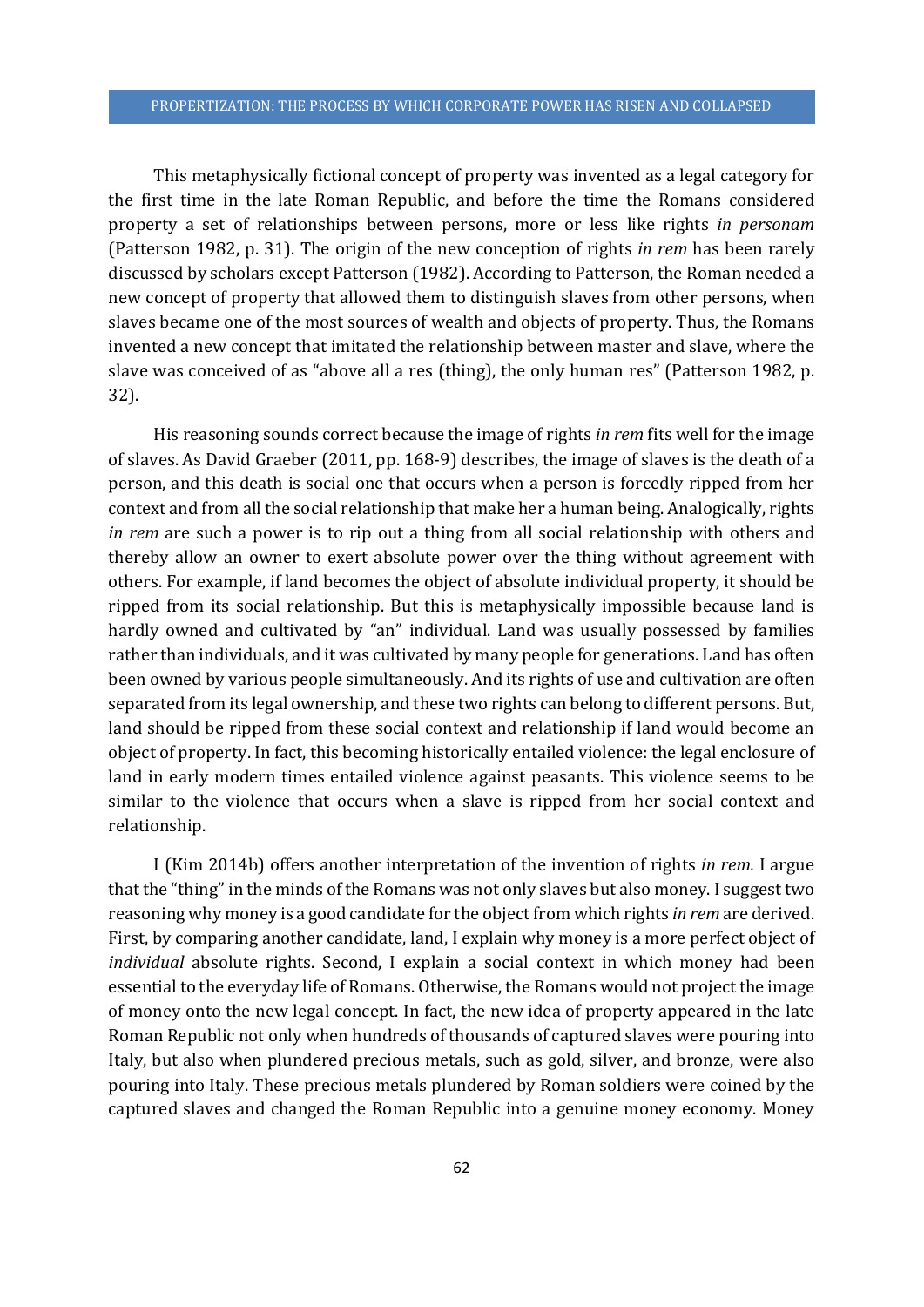This metaphysically fictional concept of property was invented as a legal category for the first time in the late Roman Republic, and before the time the Romans considered property a set of relationships between persons, more or less like rights *in personam* (Patterson 1982, p. 31). The origin of the new conception of rights *in rem* has been rarely discussed by scholars except Patterson (1982). According to Patterson, the Roman needed a new concept of property that allowed them to distinguish slaves from other persons, when slaves became one of the most sources of wealth and objects of property. Thus, the Romans invented a new concept that imitated the relationship between master and slave, where the slave was conceived of as "above all a res (thing), the only human res" (Patterson 1982, p. 32).

His reasoning sounds correct because the image of rights *in rem* fits well for the image of slaves. As David Graeber (2011, pp. 168-9) describes, the image of slaves is the death of a person, and this death is social one that occurs when a person is forcedly ripped from her context and from all the social relationship that make her a human being. Analogically, rights *in rem* are such a power is to rip out a thing from all social relationship with others and thereby allow an owner to exert absolute power over the thing without agreement with others. For example, if land becomes the object of absolute individual property, it should be ripped from its social relationship. But this is metaphysically impossible because land is hardly owned and cultivated by "an" individual. Land was usually possessed by families rather than individuals, and it was cultivated by many people for generations. Land has often been owned by various people simultaneously. And its rights of use and cultivation are often separated from its legal ownership, and these two rights can belong to different persons. But, land should be ripped from these social context and relationship if land would become an object of property. In fact, this becoming historically entailed violence: the legal enclosure of land in early modern times entailed violence against peasants. This violence seems to be similar to the violence that occurs when a slave is ripped from her social context and relationship.

I (Kim 2014b) offers another interpretation of the invention of rights *in rem.* I argue that the "thing" in the minds of the Romans was not only slaves but also money. I suggest two reasoning why money is a good candidate for the object from which rights *in rem* are derived. First, by comparing another candidate, land, I explain why money is a more perfect object of *individual* absolute rights. Second, I explain a social context in which money had been essential to the everyday life of Romans. Otherwise, the Romans would not project the image of money onto the new legal concept. In fact, the new idea of property appeared in the late Roman Republic not only when hundreds of thousands of captured slaves were pouring into Italy, but also when plundered precious metals, such as gold, silver, and bronze, were also pouring into Italy. These precious metals plundered by Roman soldiers were coined by the captured slaves and changed the Roman Republic into a genuine money economy. Money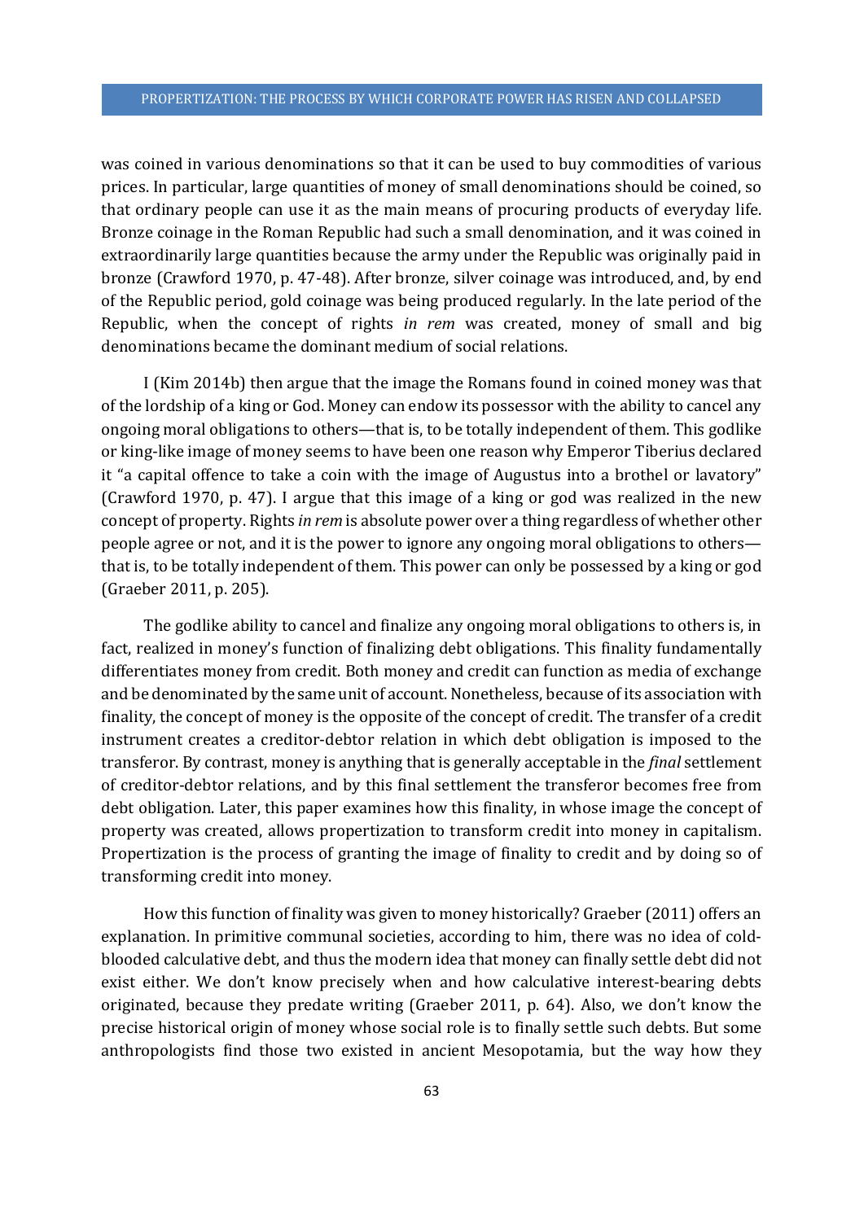was coined in various denominations so that it can be used to buy commodities of various prices. In particular, large quantities of money of small denominations should be coined, so that ordinary people can use it as the main means of procuring products of everyday life. Bronze coinage in the Roman Republic had such a small denomination, and it was coined in extraordinarily large quantities because the army under the Republic was originally paid in bronze (Crawford 1970, p. 47-48). After bronze, silver coinage was introduced, and, by end of the Republic period, gold coinage was being produced regularly. In the late period of the Republic, when the concept of rights *in rem* was created, money of small and big denominations became the dominant medium of social relations.

I (Kim 2014b) then argue that the image the Romans found in coined money was that of the lordship of a king or God. Money can endow its possessor with the ability to cancel any ongoing moral obligations to others—that is, to be totally independent of them. This godlike or king-like image of money seems to have been one reason why Emperor Tiberius declared it "a capital offence to take a coin with the image of Augustus into a brothel or lavatory" (Crawford 1970, p. 47). I argue that this image of a king or god was realized in the new concept of property. Rights *in rem* is absolute power over a thing regardless of whether other people agree or not, and it is the power to ignore any ongoing moral obligations to others—that is, to be totally independent of them. This power can only be possessed by a king or god (Graeber 2011, p. 205).

The godlike ability to cancel and finalize any ongoing moral obligations to others is, in fact, realized in money's function of finalizing debt obligations. This finality fundamentally differentiates money from credit. Both money and credit can function as media of exchange and be denominated by the same unit of account. Nonetheless, because of its association with finality, the concept of money is the opposite of the concept of credit. The transfer of a credit instrument creates a creditor-debtor relation in which debt obligation is imposed to the transferor. By contrast, money is anything that is generally acceptable in the *final* settlement of creditor-debtor relations, and by this final settlement the transferor becomes free from debt obligation. Later, this paper examines how this finality, in whose image the concept of property was created, allows propertization to transform credit into money in capitalism. Propertization is the process of granting the image of finality to credit and by doing so of transforming credit into money.

How this function of finality was given to money historically? Graeber (2011) offers an explanation. In primitive communal societies, according to him, there was no idea of cold-blooded calculative debt, and thus the modern idea that money can finally settle debt did not exist either. We don't know precisely when and how calculative interest-bearing debts originated, because they predate writing (Graeber 2011, p. 64). Also, we don't know the precise historical origin of money whose social role is to finally settle such debts. But some anthropologists find those two existed in ancient Mesopotamia, but the way how they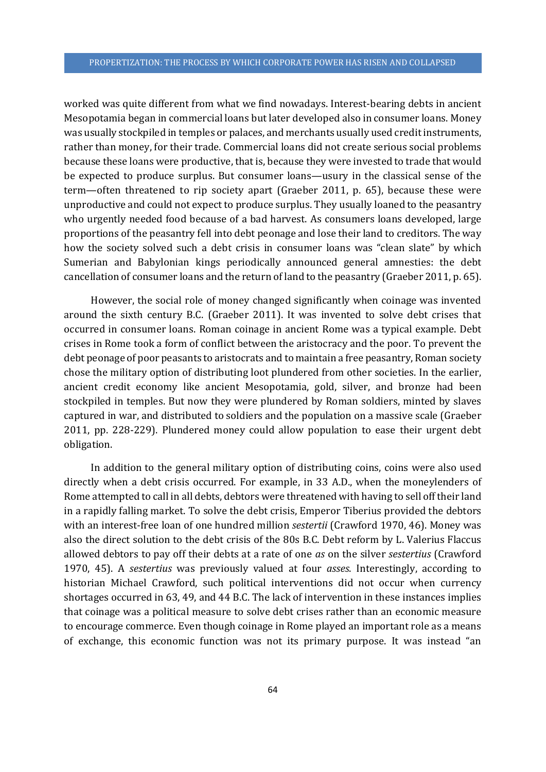worked was quite different from what we find nowadays. Interest-bearing debts in ancient Mesopotamia began in commercial loans but later developed also in consumer loans. Money was usually stockpiled in temples or palaces, and merchants usually used credit instruments, rather than money, for their trade. Commercial loans did not create serious social problems because these loans were productive, that is, because they were invested to trade that would be expected to produce surplus. But consumer loans—usury in the classical sense of the term—often threatened to rip society apart (Graeber 2011, p. 65), because these were unproductive and could not expect to produce surplus. They usually loaned to the peasantry who urgently needed food because of a bad harvest. As consumers loans developed, large proportions of the peasantry fell into debt peonage and lose their land to creditors. The way how the society solved such a debt crisis in consumer loans was "clean slate" by which Sumerian and Babylonian kings periodically announced general amnesties: the debt cancellation of consumer loans and the return of land to the peasantry (Graeber 2011, p. 65).

However, the social role of money changed significantly when coinage was invented around the sixth century B.C. (Graeber 2011). It was invented to solve debt crises that occurred in consumer loans. Roman coinage in ancient Rome was a typical example. Debt crises in Rome took a form of conflict between the aristocracy and the poor. To prevent the debt peonage of poor peasants to aristocrats and to maintain a free peasantry, Roman society chose the military option of distributing loot plundered from other societies. In the earlier, ancient credit economy like ancient Mesopotamia, gold, silver, and bronze had been stockpiled in temples. But now they were plundered by Roman soldiers, minted by slaves captured in war, and distributed to soldiers and the population on a massive scale (Graeber 2011, pp. 228-229). Plundered money could allow population to ease their urgent debt obligation.

In addition to the general military option of distributing coins, coins were also used directly when a debt crisis occurred. For example, in 33 A.D., when the moneylenders of Rome attempted to call in all debts, debtors were threatened with having to sell off their land in a rapidly falling market. To solve the debt crisis, Emperor Tiberius provided the debtors with an interest-free loan of one hundred million *sestertii* (Crawford 1970, 46). Money was also the direct solution to the debt crisis of the 80s B.C. Debt reform by L. Valerius Flaccus allowed debtors to pay off their debts at a rate of one *as* on the silver *sestertius* (Crawford 1970, 45). A *sestertius* was previously valued at four *asses*. Interestingly, according to historian Michael Crawford, such political interventions did not occur when currency shortages occurred in 63, 49, and 44 B.C. The lack of intervention in these instances implies that coinage was a political measure to solve debt crises rather than an economic measure to encourage commerce. Even though coinage in Rome played an important role as a means of exchange, this economic function was not its primary purpose. It was instead "an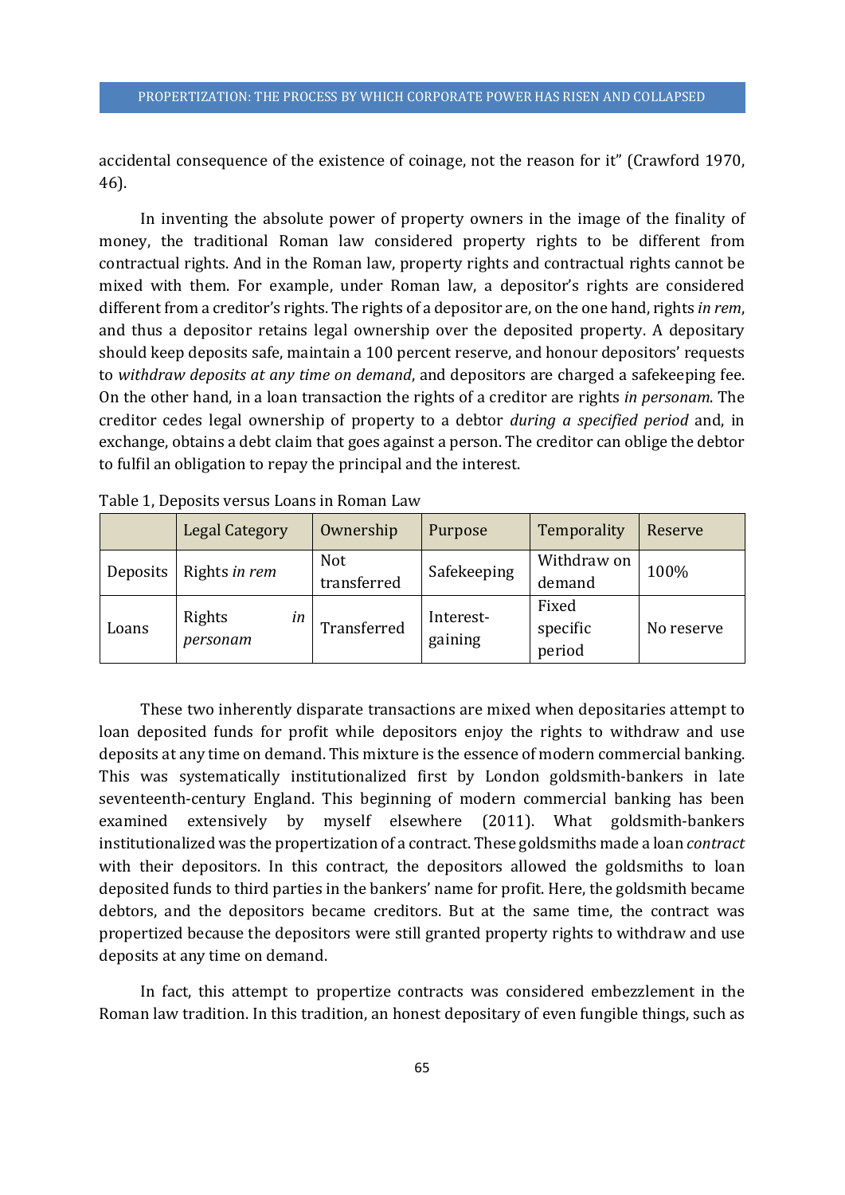accidental consequence of the existence of coinage, not the reason for it" (Crawford 1970, 46).

In inventing the absolute power of property owners in the image of the finality of money, the traditional Roman law considered property rights to be different from contractual rights. And in the Roman law, property rights and contractual rights cannot be mixed with them. For example, under Roman law, a depositor's rights are considered different from a creditor's rights. The rights of a depositor are, on the one hand, rights *in rem*, and thus a depositor retains legal ownership over the deposited property. A depositary should keep deposits safe, maintain a 100 percent reserve, and honour depositors' requests to *withdraw deposits at any time on demand*, and depositors are charged a safekeeping fee. On the other hand, in a loan transaction the rights of a creditor are rights *in personam*. The creditor cedes legal ownership of property to a debtor *during a specified period* and, in exchange, obtains a debt claim that goes against a person. The creditor can oblige the debtor to fulfil an obligation to repay the principal and the interest.

Table 1, Deposits versus Loans in Roman Law

| | Legal Category | Ownership | Purpose | Temporality | Reserve |
|---|---|---|---|---|---|
| Deposits | Rights *in rem* | Not transferred | Safekeeping | Withdraw on demand | 100% |
| Loans | Rights *in personam* | Transferred | Interest-gaining | Fixed specific period | No reserve |

These two inherently disparate transactions are mixed when depositaries attempt to loan deposited funds for profit while depositors enjoy the rights to withdraw and use deposits at any time on demand. This mixture is the essence of modern commercial banking. This was systematically institutionalized first by London goldsmith-bankers in late seventeenth-century England. This beginning of modern commercial banking has been examined extensively by myself elsewhere (2011). What goldsmith-bankers institutionalized was the propertization of a contract. These goldsmiths made a loan *contract* with their depositors. In this contract, the depositors allowed the goldsmiths to loan deposited funds to third parties in the bankers' name for profit. Here, the goldsmith became debtors, and the depositors became creditors. But at the same time, the contract was propertized because the depositors were still granted property rights to withdraw and use deposits at any time on demand.

In fact, this attempt to propertize contracts was considered embezzlement in the Roman law tradition. In this tradition, an honest depositary of even fungible things, such as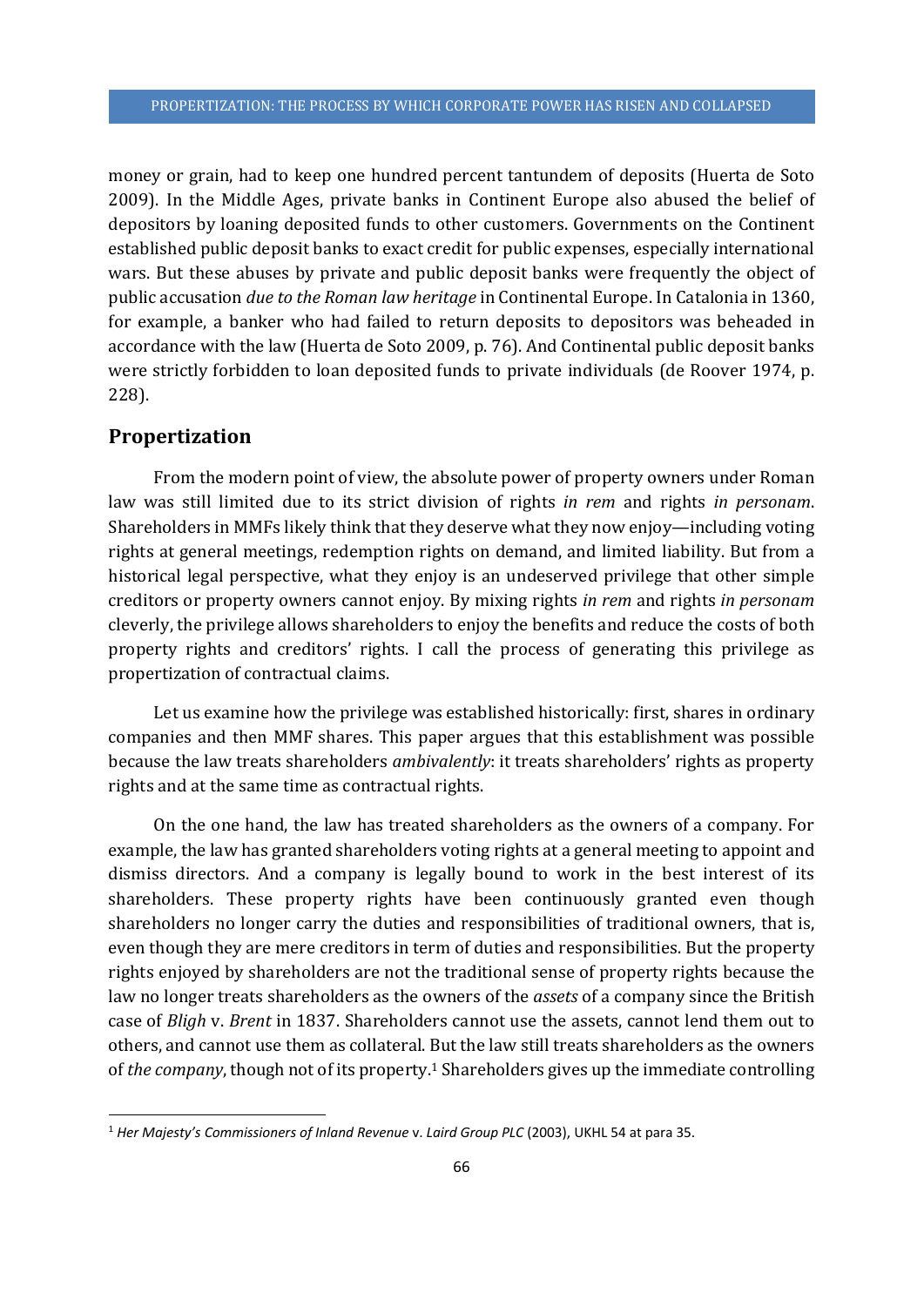money or grain, had to keep one hundred percent tantundem of deposits (Huerta de Soto 2009). In the Middle Ages, private banks in Continent Europe also abused the belief of depositors by loaning deposited funds to other customers. Governments on the Continent established public deposit banks to exact credit for public expenses, especially international wars. But these abuses by private and public deposit banks were frequently the object of public accusation *due to the Roman law heritage* in Continental Europe. In Catalonia in 1360, for example, a banker who had failed to return deposits to depositors was beheaded in accordance with the law (Huerta de Soto 2009, p. 76). And Continental public deposit banks were strictly forbidden to loan deposited funds to private individuals (de Roover 1974, p. 228).

## Propertization

From the modern point of view, the absolute power of property owners under Roman law was still limited due to its strict division of rights *in rem* and rights *in personam*. Shareholders in MMFs likely think that they deserve what they now enjoy—including voting rights at general meetings, redemption rights on demand, and limited liability. But from a historical legal perspective, what they enjoy is an undeserved privilege that other simple creditors or property owners cannot enjoy. By mixing rights *in rem* and rights *in personam* cleverly, the privilege allows shareholders to enjoy the benefits and reduce the costs of both property rights and creditors' rights. I call the process of generating this privilege as propertization of contractual claims.

Let us examine how the privilege was established historically: first, shares in ordinary companies and then MMF shares. This paper argues that this establishment was possible because the law treats shareholders *ambivalently*: it treats shareholders' rights as property rights and at the same time as contractual rights.

On the one hand, the law has treated shareholders as the owners of a company. For example, the law has granted shareholders voting rights at a general meeting to appoint and dismiss directors. And a company is legally bound to work in the best interest of its shareholders. These property rights have been continuously granted even though shareholders no longer carry the duties and responsibilities of traditional owners, that is, even though they are mere creditors in term of duties and responsibilities. But the property rights enjoyed by shareholders are not the traditional sense of property rights because the law no longer treats shareholders as the owners of the *assets* of a company since the British case of *Bligh* v. *Brent* in 1837. Shareholders cannot use the assets, cannot lend them out to others, and cannot use them as collateral. But the law still treats shareholders as the owners of *the company*, though not of its property.[1] Shareholders gives up the immediate controlling

[1] *Her Majesty's Commissioners of Inland Revenue* v. *Laird Group PLC* (2003), UKHL 54 at para 35.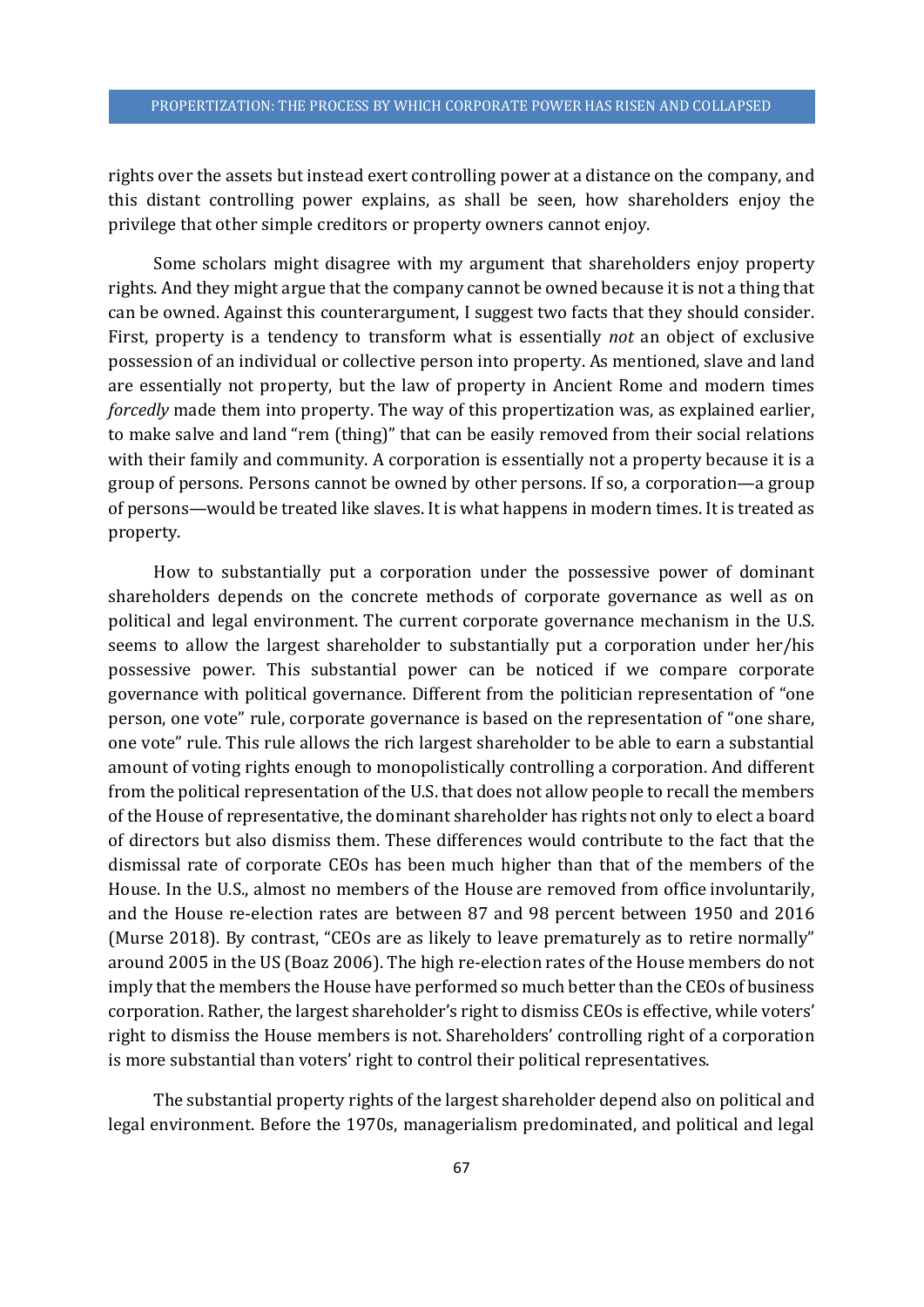rights over the assets but instead exert controlling power at a distance on the company, and this distant controlling power explains, as shall be seen, how shareholders enjoy the privilege that other simple creditors or property owners cannot enjoy.

Some scholars might disagree with my argument that shareholders enjoy property rights. And they might argue that the company cannot be owned because it is not a thing that can be owned. Against this counterargument, I suggest two facts that they should consider. First, property is a tendency to transform what is essentially *not* an object of exclusive possession of an individual or collective person into property. As mentioned, slave and land are essentially not property, but the law of property in Ancient Rome and modern times *forcedly* made them into property. The way of this propertization was, as explained earlier, to make salve and land "rem (thing)" that can be easily removed from their social relations with their family and community. A corporation is essentially not a property because it is a group of persons. Persons cannot be owned by other persons. If so, a corporation—a group of persons—would be treated like slaves. It is what happens in modern times. It is treated as property.

How to substantially put a corporation under the possessive power of dominant shareholders depends on the concrete methods of corporate governance as well as on political and legal environment. The current corporate governance mechanism in the U.S. seems to allow the largest shareholder to substantially put a corporation under her/his possessive power. This substantial power can be noticed if we compare corporate governance with political governance. Different from the politician representation of "one person, one vote" rule, corporate governance is based on the representation of "one share, one vote" rule. This rule allows the rich largest shareholder to be able to earn a substantial amount of voting rights enough to monopolistically controlling a corporation. And different from the political representation of the U.S. that does not allow people to recall the members of the House of representative, the dominant shareholder has rights not only to elect a board of directors but also dismiss them. These differences would contribute to the fact that the dismissal rate of corporate CEOs has been much higher than that of the members of the House. In the U.S., almost no members of the House are removed from office involuntarily, and the House re-election rates are between 87 and 98 percent between 1950 and 2016 (Murse 2018). By contrast, "CEOs are as likely to leave prematurely as to retire normally" around 2005 in the US (Boaz 2006). The high re-election rates of the House members do not imply that the members the House have performed so much better than the CEOs of business corporation. Rather, the largest shareholder's right to dismiss CEOs is effective, while voters' right to dismiss the House members is not. Shareholders' controlling right of a corporation is more substantial than voters' right to control their political representatives.

The substantial property rights of the largest shareholder depend also on political and legal environment. Before the 1970s, managerialism predominated, and political and legal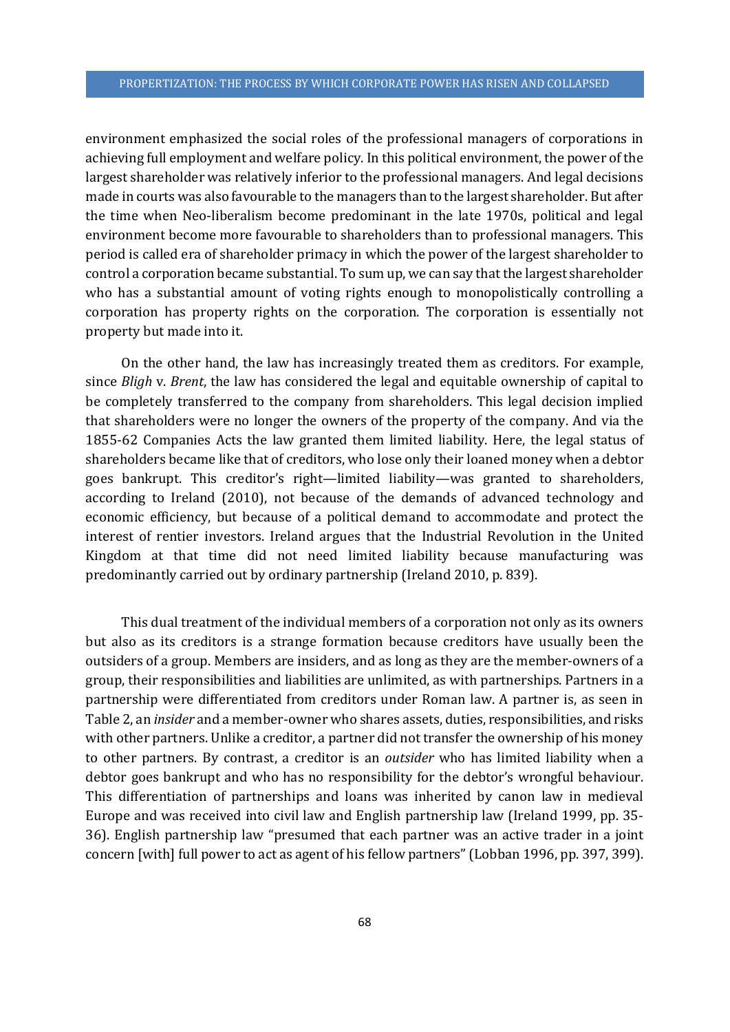environment emphasized the social roles of the professional managers of corporations in achieving full employment and welfare policy. In this political environment, the power of the largest shareholder was relatively inferior to the professional managers. And legal decisions made in courts was also favourable to the managers than to the largest shareholder. But after the time when Neo-liberalism become predominant in the late 1970s, political and legal environment become more favourable to shareholders than to professional managers. This period is called era of shareholder primacy in which the power of the largest shareholder to control a corporation became substantial. To sum up, we can say that the largest shareholder who has a substantial amount of voting rights enough to monopolistically controlling a corporation has property rights on the corporation. The corporation is essentially not property but made into it.

On the other hand, the law has increasingly treated them as creditors. For example, since *Bligh* v. *Brent*, the law has considered the legal and equitable ownership of capital to be completely transferred to the company from shareholders. This legal decision implied that shareholders were no longer the owners of the property of the company. And via the 1855-62 Companies Acts the law granted them limited liability. Here, the legal status of shareholders became like that of creditors, who lose only their loaned money when a debtor goes bankrupt. This creditor's right—limited liability—was granted to shareholders, according to Ireland (2010), not because of the demands of advanced technology and economic efficiency, but because of a political demand to accommodate and protect the interest of rentier investors. Ireland argues that the Industrial Revolution in the United Kingdom at that time did not need limited liability because manufacturing was predominantly carried out by ordinary partnership (Ireland 2010, p. 839).

This dual treatment of the individual members of a corporation not only as its owners but also as its creditors is a strange formation because creditors have usually been the outsiders of a group. Members are insiders, and as long as they are the member-owners of a group, their responsibilities and liabilities are unlimited, as with partnerships. Partners in a partnership were differentiated from creditors under Roman law. A partner is, as seen in Table 2, an *insider* and a member-owner who shares assets, duties, responsibilities, and risks with other partners. Unlike a creditor, a partner did not transfer the ownership of his money to other partners. By contrast, a creditor is an *outsider* who has limited liability when a debtor goes bankrupt and who has no responsibility for the debtor's wrongful behaviour. This differentiation of partnerships and loans was inherited by canon law in medieval Europe and was received into civil law and English partnership law (Ireland 1999, pp. 35-36). English partnership law "presumed that each partner was an active trader in a joint concern [with] full power to act as agent of his fellow partners" (Lobban 1996, pp. 397, 399).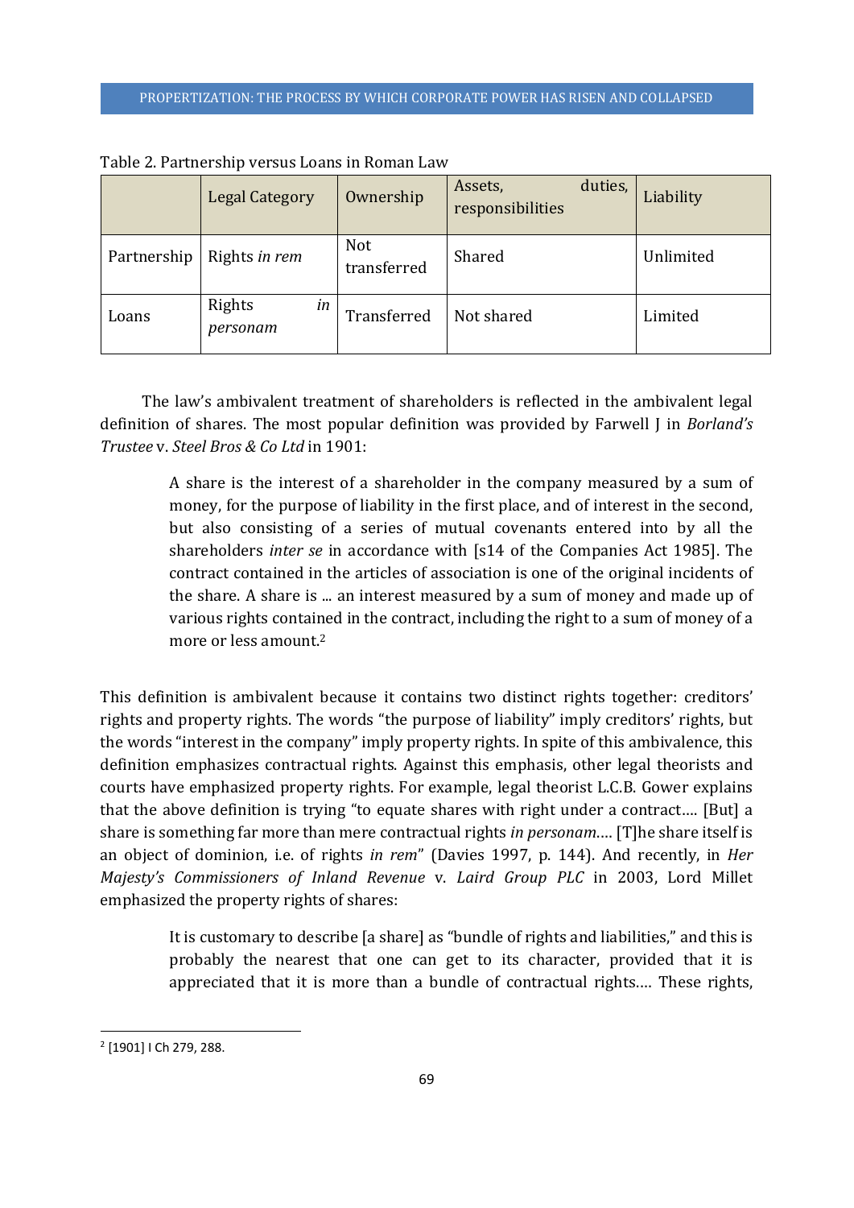Table 2. Partnership versus Loans in Roman Law

| | Legal Category | Ownership | Assets, duties, responsibilities | Liability |
|---|---|---|---|---|
| Partnership | Rights *in rem* | Not transferred | Shared | Unlimited |
| Loans | Rights *in personam* | Transferred | Not shared | Limited |

The law's ambivalent treatment of shareholders is reflected in the ambivalent legal definition of shares. The most popular definition was provided by Farwell J in *Borland's Trustee* v. *Steel Bros & Co Ltd* in 1901:

> A share is the interest of a shareholder in the company measured by a sum of money, for the purpose of liability in the first place, and of interest in the second, but also consisting of a series of mutual covenants entered into by all the shareholders *inter se* in accordance with [s14 of the Companies Act 1985]. The contract contained in the articles of association is one of the original incidents of the share. A share is ... an interest measured by a sum of money and made up of various rights contained in the contract, including the right to a sum of money of a more or less amount.[2]

This definition is ambivalent because it contains two distinct rights together: creditors' rights and property rights. The words "the purpose of liability" imply creditors' rights, but the words "interest in the company" imply property rights. In spite of this ambivalence, this definition emphasizes contractual rights. Against this emphasis, other legal theorists and courts have emphasized property rights. For example, legal theorist L.C.B. Gower explains that the above definition is trying "to equate shares with right under a contract…. [But] a share is something far more than mere contractual rights *in personam*…. [T]he share itself is an object of dominion, i.e. of rights *in rem*" (Davies 1997, p. 144). And recently, in *Her Majesty's Commissioners of Inland Revenue* v. *Laird Group PLC* in 2003, Lord Millet emphasized the property rights of shares:

> It is customary to describe [a share] as "bundle of rights and liabilities," and this is probably the nearest that one can get to its character, provided that it is appreciated that it is more than a bundle of contractual rights…. These rights,

[2] [1901] I Ch 279, 288.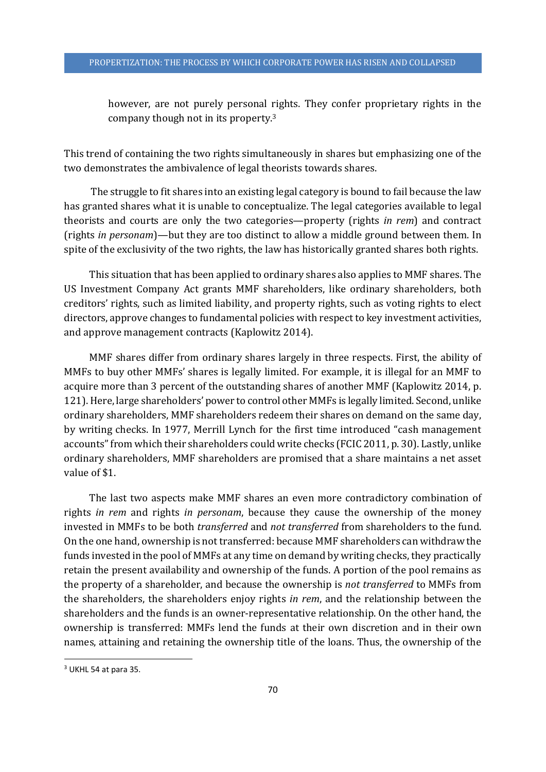however, are not purely personal rights. They confer proprietary rights in the company though not in its property.[3]

This trend of containing the two rights simultaneously in shares but emphasizing one of the two demonstrates the ambivalence of legal theorists towards shares.

The struggle to fit shares into an existing legal category is bound to fail because the law has granted shares what it is unable to conceptualize. The legal categories available to legal theorists and courts are only the two categories—property (rights *in rem*) and contract (rights *in personam*)—but they are too distinct to allow a middle ground between them. In spite of the exclusivity of the two rights, the law has historically granted shares both rights.

This situation that has been applied to ordinary shares also applies to MMF shares. The US Investment Company Act grants MMF shareholders, like ordinary shareholders, both creditors' rights, such as limited liability, and property rights, such as voting rights to elect directors, approve changes to fundamental policies with respect to key investment activities, and approve management contracts (Kaplowitz 2014).

MMF shares differ from ordinary shares largely in three respects. First, the ability of MMFs to buy other MMFs' shares is legally limited. For example, it is illegal for an MMF to acquire more than 3 percent of the outstanding shares of another MMF (Kaplowitz 2014, p. 121). Here, large shareholders' power to control other MMFs is legally limited. Second, unlike ordinary shareholders, MMF shareholders redeem their shares on demand on the same day, by writing checks. In 1977, Merrill Lynch for the first time introduced "cash management accounts" from which their shareholders could write checks (FCIC 2011, p. 30). Lastly, unlike ordinary shareholders, MMF shareholders are promised that a share maintains a net asset value of $1.

The last two aspects make MMF shares an even more contradictory combination of rights *in rem* and rights *in personam*, because they cause the ownership of the money invested in MMFs to be both *transferred* and *not transferred* from shareholders to the fund. On the one hand, ownership is not transferred: because MMF shareholders can withdraw the funds invested in the pool of MMFs at any time on demand by writing checks, they practically retain the present availability and ownership of the funds. A portion of the pool remains as the property of a shareholder, and because the ownership is *not transferred* to MMFs from the shareholders, the shareholders enjoy rights *in rem*, and the relationship between the shareholders and the funds is an owner-representative relationship. On the other hand, the ownership is transferred: MMFs lend the funds at their own discretion and in their own names, attaining and retaining the ownership title of the loans. Thus, the ownership of the

[3] UKHL 54 at para 35.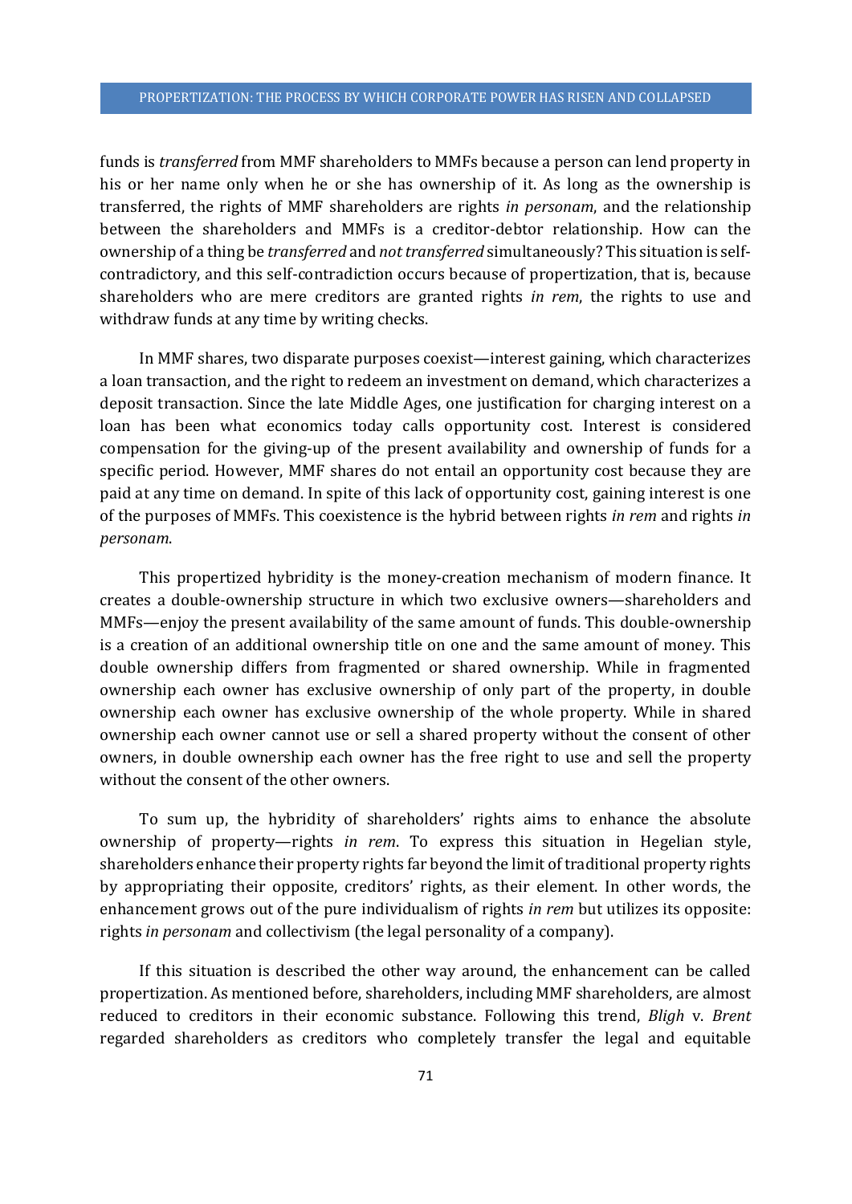funds is *transferred* from MMF shareholders to MMFs because a person can lend property in his or her name only when he or she has ownership of it. As long as the ownership is transferred, the rights of MMF shareholders are rights *in personam*, and the relationship between the shareholders and MMFs is a creditor-debtor relationship. How can the ownership of a thing be *transferred* and *not transferred* simultaneously? This situation is self-contradictory, and this self-contradiction occurs because of propertization, that is, because shareholders who are mere creditors are granted rights *in rem*, the rights to use and withdraw funds at any time by writing checks.

In MMF shares, two disparate purposes coexist—interest gaining, which characterizes a loan transaction, and the right to redeem an investment on demand, which characterizes a deposit transaction. Since the late Middle Ages, one justification for charging interest on a loan has been what economics today calls opportunity cost. Interest is considered compensation for the giving-up of the present availability and ownership of funds for a specific period. However, MMF shares do not entail an opportunity cost because they are paid at any time on demand. In spite of this lack of opportunity cost, gaining interest is one of the purposes of MMFs. This coexistence is the hybrid between rights *in rem* and rights *in personam*.

This propertized hybridity is the money-creation mechanism of modern finance. It creates a double-ownership structure in which two exclusive owners—shareholders and MMFs—enjoy the present availability of the same amount of funds. This double-ownership is a creation of an additional ownership title on one and the same amount of money. This double ownership differs from fragmented or shared ownership. While in fragmented ownership each owner has exclusive ownership of only part of the property, in double ownership each owner has exclusive ownership of the whole property. While in shared ownership each owner cannot use or sell a shared property without the consent of other owners, in double ownership each owner has the free right to use and sell the property without the consent of the other owners.

To sum up, the hybridity of shareholders' rights aims to enhance the absolute ownership of property—rights *in rem*. To express this situation in Hegelian style, shareholders enhance their property rights far beyond the limit of traditional property rights by appropriating their opposite, creditors' rights, as their element. In other words, the enhancement grows out of the pure individualism of rights *in rem* but utilizes its opposite: rights *in personam* and collectivism (the legal personality of a company).

If this situation is described the other way around, the enhancement can be called propertization. As mentioned before, shareholders, including MMF shareholders, are almost reduced to creditors in their economic substance. Following this trend, *Bligh* v. *Brent* regarded shareholders as creditors who completely transfer the legal and equitable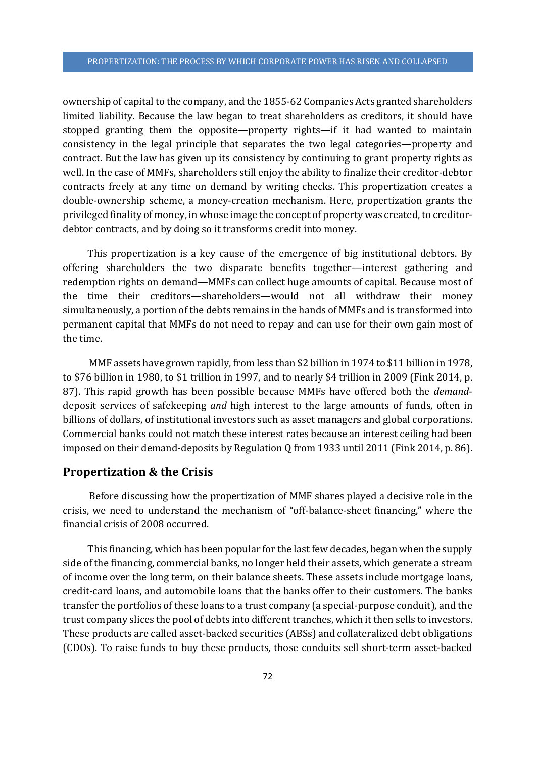ownership of capital to the company, and the 1855-62 Companies Acts granted shareholders limited liability. Because the law began to treat shareholders as creditors, it should have stopped granting them the opposite—property rights—if it had wanted to maintain consistency in the legal principle that separates the two legal categories—property and contract. But the law has given up its consistency by continuing to grant property rights as well. In the case of MMFs, shareholders still enjoy the ability to finalize their creditor-debtor contracts freely at any time on demand by writing checks. This propertization creates a double-ownership scheme, a money-creation mechanism. Here, propertization grants the privileged finality of money, in whose image the concept of property was created, to creditor-debtor contracts, and by doing so it transforms credit into money.

This propertization is a key cause of the emergence of big institutional debtors. By offering shareholders the two disparate benefits together—interest gathering and redemption rights on demand—MMFs can collect huge amounts of capital. Because most of the time their creditors—shareholders—would not all withdraw their money simultaneously, a portion of the debts remains in the hands of MMFs and is transformed into permanent capital that MMFs do not need to repay and can use for their own gain most of the time.

MMF assets have grown rapidly, from less than $2 billion in 1974 to $11 billion in 1978, to $76 billion in 1980, to $1 trillion in 1997, and to nearly $4 trillion in 2009 (Fink 2014, p. 87). This rapid growth has been possible because MMFs have offered both the *demand*-deposit services of safekeeping *and* high interest to the large amounts of funds, often in billions of dollars, of institutional investors such as asset managers and global corporations. Commercial banks could not match these interest rates because an interest ceiling had been imposed on their demand-deposits by Regulation Q from 1933 until 2011 (Fink 2014, p. 86).

## Propertization & the Crisis

Before discussing how the propertization of MMF shares played a decisive role in the crisis, we need to understand the mechanism of "off-balance-sheet financing," where the financial crisis of 2008 occurred.

This financing, which has been popular for the last few decades, began when the supply side of the financing, commercial banks, no longer held their assets, which generate a stream of income over the long term, on their balance sheets. These assets include mortgage loans, credit-card loans, and automobile loans that the banks offer to their customers. The banks transfer the portfolios of these loans to a trust company (a special-purpose conduit), and the trust company slices the pool of debts into different tranches, which it then sells to investors. These products are called asset-backed securities (ABSs) and collateralized debt obligations (CDOs). To raise funds to buy these products, those conduits sell short-term asset-backed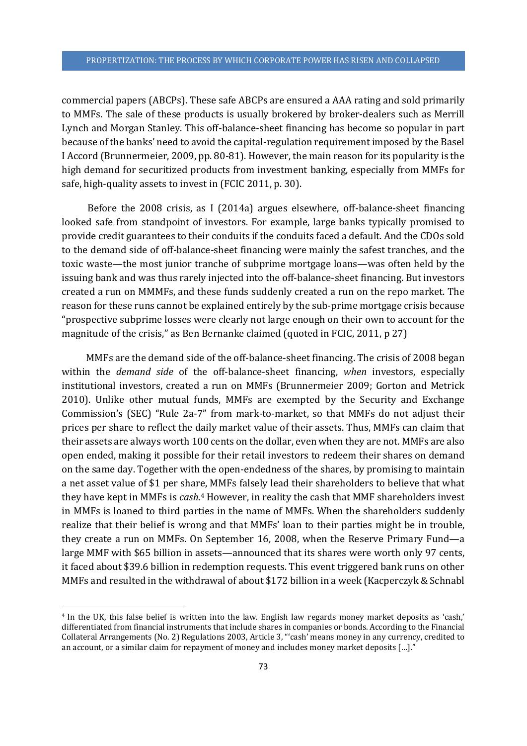commercial papers (ABCPs). These safe ABCPs are ensured a AAA rating and sold primarily to MMFs. The sale of these products is usually brokered by broker-dealers such as Merrill Lynch and Morgan Stanley. This off-balance-sheet financing has become so popular in part because of the banks' need to avoid the capital-regulation requirement imposed by the Basel I Accord (Brunnermeier, 2009, pp. 80-81). However, the main reason for its popularity is the high demand for securitized products from investment banking, especially from MMFs for safe, high-quality assets to invest in (FCIC 2011, p. 30).

Before the 2008 crisis, as I (2014a) argues elsewhere, off-balance-sheet financing looked safe from standpoint of investors. For example, large banks typically promised to provide credit guarantees to their conduits if the conduits faced a default. And the CDOs sold to the demand side of off-balance-sheet financing were mainly the safest tranches, and the toxic waste—the most junior tranche of subprime mortgage loans—was often held by the issuing bank and was thus rarely injected into the off-balance-sheet financing. But investors created a run on MMMFs, and these funds suddenly created a run on the repo market. The reason for these runs cannot be explained entirely by the sub-prime mortgage crisis because "prospective subprime losses were clearly not large enough on their own to account for the magnitude of the crisis," as Ben Bernanke claimed (quoted in FCIC, 2011, p 27)

MMFs are the demand side of the off-balance-sheet financing. The crisis of 2008 began within the *demand side* of the off-balance-sheet financing, *when* investors, especially institutional investors, created a run on MMFs (Brunnermeier 2009; Gorton and Metrick 2010). Unlike other mutual funds, MMFs are exempted by the Security and Exchange Commission's (SEC) "Rule 2a-7" from mark-to-market, so that MMFs do not adjust their prices per share to reflect the daily market value of their assets. Thus, MMFs can claim that their assets are always worth 100 cents on the dollar, even when they are not. MMFs are also open ended, making it possible for their retail investors to redeem their shares on demand on the same day. Together with the open-endedness of the shares, by promising to maintain a net asset value of $1 per share, MMFs falsely lead their shareholders to believe that what they have kept in MMFs is *cash*.[4] However, in reality the cash that MMF shareholders invest in MMFs is loaned to third parties in the name of MMFs. When the shareholders suddenly realize that their belief is wrong and that MMFs' loan to their parties might be in trouble, they create a run on MMFs. On September 16, 2008, when the Reserve Primary Fund—a large MMF with $65 billion in assets—announced that its shares were worth only 97 cents, it faced about $39.6 billion in redemption requests. This event triggered bank runs on other MMFs and resulted in the withdrawal of about $172 billion in a week (Kacperczyk & Schnabl

[4] In the UK, this false belief is written into the law. English law regards money market deposits as 'cash,' differentiated from financial instruments that include shares in companies or bonds. According to the Financial Collateral Arrangements (No. 2) Regulations 2003, Article 3, "'cash' means money in any currency, credited to an account, or a similar claim for repayment of money and includes money market deposits […]."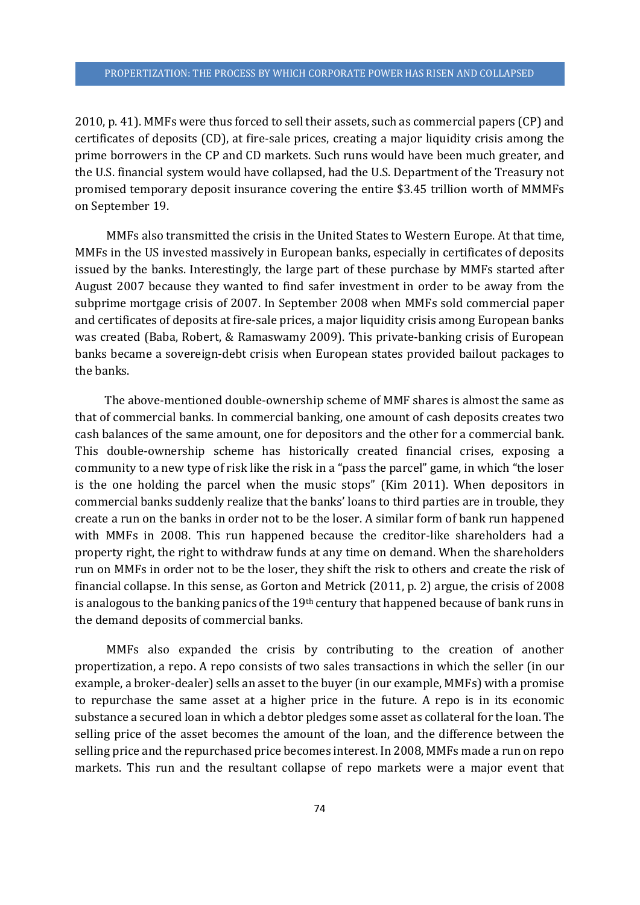2010, p. 41). MMFs were thus forced to sell their assets, such as commercial papers (CP) and certificates of deposits (CD), at fire-sale prices, creating a major liquidity crisis among the prime borrowers in the CP and CD markets. Such runs would have been much greater, and the U.S. financial system would have collapsed, had the U.S. Department of the Treasury not promised temporary deposit insurance covering the entire $3.45 trillion worth of MMMFs on September 19.

MMFs also transmitted the crisis in the United States to Western Europe. At that time, MMFs in the US invested massively in European banks, especially in certificates of deposits issued by the banks. Interestingly, the large part of these purchase by MMFs started after August 2007 because they wanted to find safer investment in order to be away from the subprime mortgage crisis of 2007. In September 2008 when MMFs sold commercial paper and certificates of deposits at fire-sale prices, a major liquidity crisis among European banks was created (Baba, Robert, & Ramaswamy 2009). This private-banking crisis of European banks became a sovereign-debt crisis when European states provided bailout packages to the banks.

The above-mentioned double-ownership scheme of MMF shares is almost the same as that of commercial banks. In commercial banking, one amount of cash deposits creates two cash balances of the same amount, one for depositors and the other for a commercial bank. This double-ownership scheme has historically created financial crises, exposing a community to a new type of risk like the risk in a "pass the parcel" game, in which "the loser is the one holding the parcel when the music stops" (Kim 2011). When depositors in commercial banks suddenly realize that the banks' loans to third parties are in trouble, they create a run on the banks in order not to be the loser. A similar form of bank run happened with MMFs in 2008. This run happened because the creditor-like shareholders had a property right, the right to withdraw funds at any time on demand. When the shareholders run on MMFs in order not to be the loser, they shift the risk to others and create the risk of financial collapse. In this sense, as Gorton and Metrick (2011, p. 2) argue, the crisis of 2008 is analogous to the banking panics of the 19th century that happened because of bank runs in the demand deposits of commercial banks.

MMFs also expanded the crisis by contributing to the creation of another propertization, a repo. A repo consists of two sales transactions in which the seller (in our example, a broker-dealer) sells an asset to the buyer (in our example, MMFs) with a promise to repurchase the same asset at a higher price in the future. A repo is in its economic substance a secured loan in which a debtor pledges some asset as collateral for the loan. The selling price of the asset becomes the amount of the loan, and the difference between the selling price and the repurchased price becomes interest. In 2008, MMFs made a run on repo markets. This run and the resultant collapse of repo markets were a major event that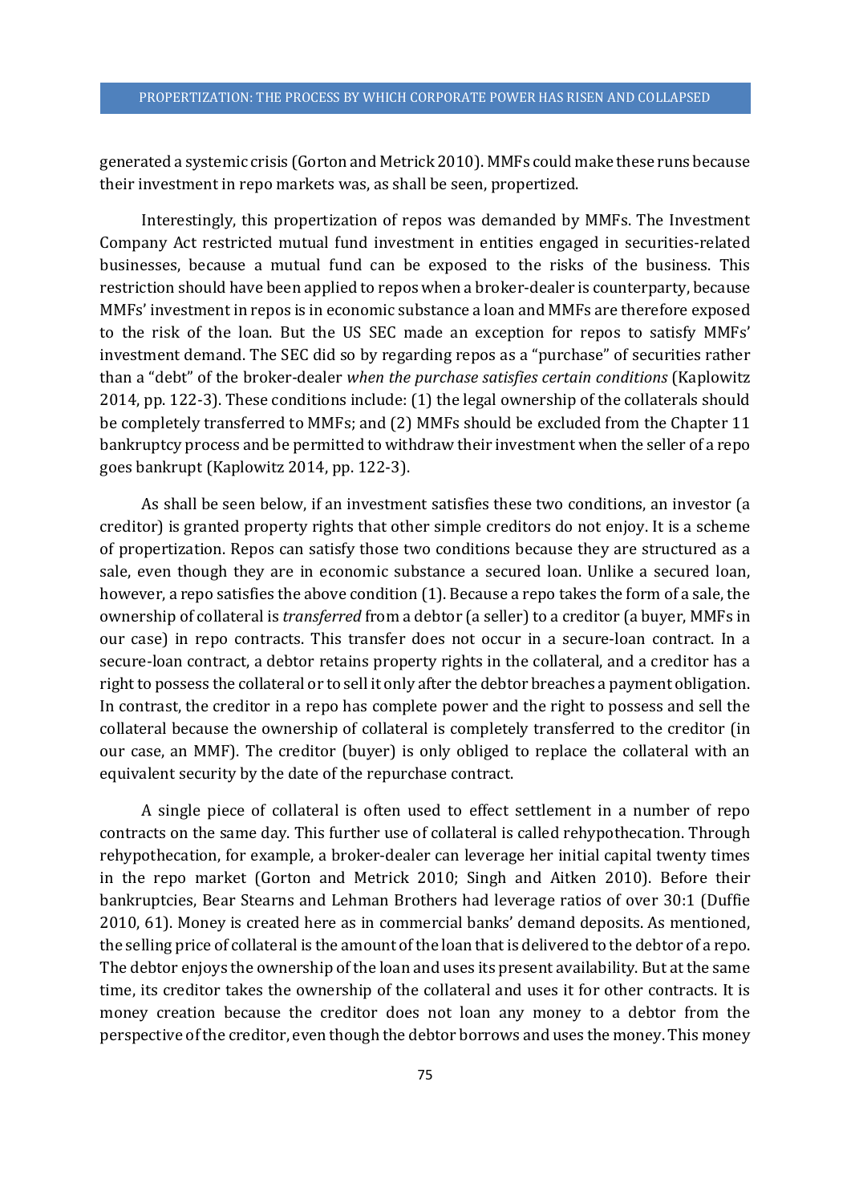generated a systemic crisis (Gorton and Metrick 2010). MMFs could make these runs because their investment in repo markets was, as shall be seen, propertized.

Interestingly, this propertization of repos was demanded by MMFs. The Investment Company Act restricted mutual fund investment in entities engaged in securities-related businesses, because a mutual fund can be exposed to the risks of the business. This restriction should have been applied to repos when a broker-dealer is counterparty, because MMFs' investment in repos is in economic substance a loan and MMFs are therefore exposed to the risk of the loan. But the US SEC made an exception for repos to satisfy MMFs' investment demand. The SEC did so by regarding repos as a "purchase" of securities rather than a "debt" of the broker-dealer *when the purchase satisfies certain conditions* (Kaplowitz 2014, pp. 122-3). These conditions include: (1) the legal ownership of the collaterals should be completely transferred to MMFs; and (2) MMFs should be excluded from the Chapter 11 bankruptcy process and be permitted to withdraw their investment when the seller of a repo goes bankrupt (Kaplowitz 2014, pp. 122-3).

As shall be seen below, if an investment satisfies these two conditions, an investor (a creditor) is granted property rights that other simple creditors do not enjoy. It is a scheme of propertization. Repos can satisfy those two conditions because they are structured as a sale, even though they are in economic substance a secured loan. Unlike a secured loan, however, a repo satisfies the above condition (1). Because a repo takes the form of a sale, the ownership of collateral is *transferred* from a debtor (a seller) to a creditor (a buyer, MMFs in our case) in repo contracts. This transfer does not occur in a secure-loan contract. In a secure-loan contract, a debtor retains property rights in the collateral, and a creditor has a right to possess the collateral or to sell it only after the debtor breaches a payment obligation. In contrast, the creditor in a repo has complete power and the right to possess and sell the collateral because the ownership of collateral is completely transferred to the creditor (in our case, an MMF). The creditor (buyer) is only obliged to replace the collateral with an equivalent security by the date of the repurchase contract.

A single piece of collateral is often used to effect settlement in a number of repo contracts on the same day. This further use of collateral is called rehypothecation. Through rehypothecation, for example, a broker-dealer can leverage her initial capital twenty times in the repo market (Gorton and Metrick 2010; Singh and Aitken 2010). Before their bankruptcies, Bear Stearns and Lehman Brothers had leverage ratios of over 30:1 (Duffie 2010, 61). Money is created here as in commercial banks' demand deposits. As mentioned, the selling price of collateral is the amount of the loan that is delivered to the debtor of a repo. The debtor enjoys the ownership of the loan and uses its present availability. But at the same time, its creditor takes the ownership of the collateral and uses it for other contracts. It is money creation because the creditor does not loan any money to a debtor from the perspective of the creditor, even though the debtor borrows and uses the money. This money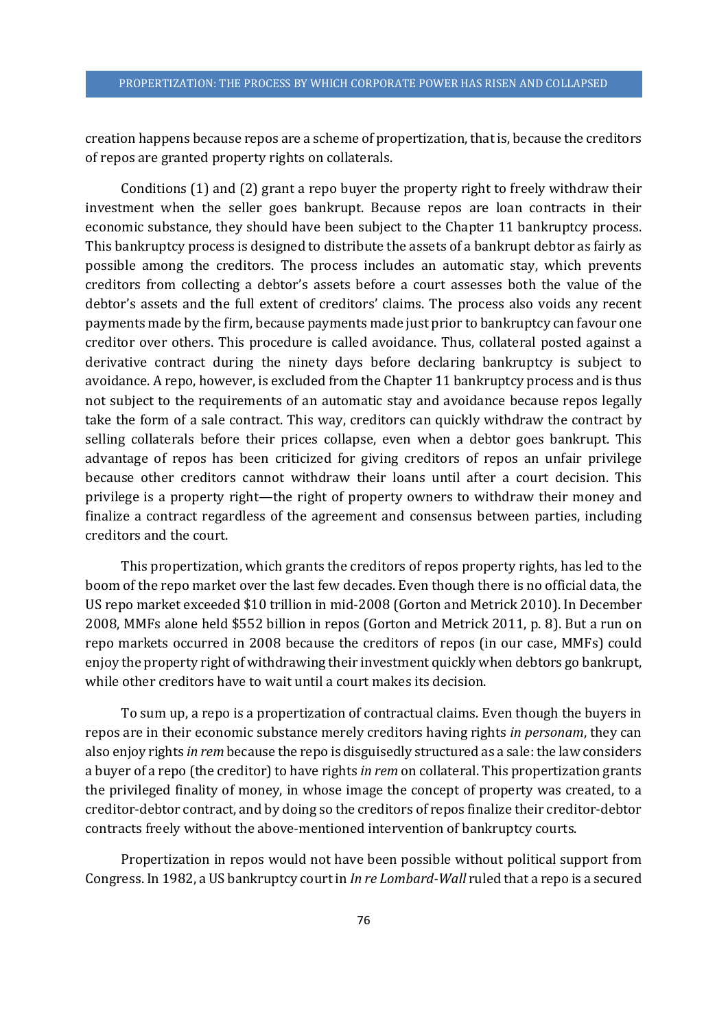creation happens because repos are a scheme of propertization, that is, because the creditors of repos are granted property rights on collaterals.

Conditions (1) and (2) grant a repo buyer the property right to freely withdraw their investment when the seller goes bankrupt. Because repos are loan contracts in their economic substance, they should have been subject to the Chapter 11 bankruptcy process. This bankruptcy process is designed to distribute the assets of a bankrupt debtor as fairly as possible among the creditors. The process includes an automatic stay, which prevents creditors from collecting a debtor's assets before a court assesses both the value of the debtor's assets and the full extent of creditors' claims. The process also voids any recent payments made by the firm, because payments made just prior to bankruptcy can favour one creditor over others. This procedure is called avoidance. Thus, collateral posted against a derivative contract during the ninety days before declaring bankruptcy is subject to avoidance. A repo, however, is excluded from the Chapter 11 bankruptcy process and is thus not subject to the requirements of an automatic stay and avoidance because repos legally take the form of a sale contract. This way, creditors can quickly withdraw the contract by selling collaterals before their prices collapse, even when a debtor goes bankrupt. This advantage of repos has been criticized for giving creditors of repos an unfair privilege because other creditors cannot withdraw their loans until after a court decision. This privilege is a property right—the right of property owners to withdraw their money and finalize a contract regardless of the agreement and consensus between parties, including creditors and the court.

This propertization, which grants the creditors of repos property rights, has led to the boom of the repo market over the last few decades. Even though there is no official data, the US repo market exceeded $10 trillion in mid-2008 (Gorton and Metrick 2010). In December 2008, MMFs alone held $552 billion in repos (Gorton and Metrick 2011, p. 8). But a run on repo markets occurred in 2008 because the creditors of repos (in our case, MMFs) could enjoy the property right of withdrawing their investment quickly when debtors go bankrupt, while other creditors have to wait until a court makes its decision.

To sum up, a repo is a propertization of contractual claims. Even though the buyers in repos are in their economic substance merely creditors having rights *in personam*, they can also enjoy rights *in rem* because the repo is disguisedly structured as a sale: the law considers a buyer of a repo (the creditor) to have rights *in rem* on collateral. This propertization grants the privileged finality of money, in whose image the concept of property was created, to a creditor-debtor contract, and by doing so the creditors of repos finalize their creditor-debtor contracts freely without the above-mentioned intervention of bankruptcy courts.

Propertization in repos would not have been possible without political support from Congress. In 1982, a US bankruptcy court in *In re Lombard-Wall* ruled that a repo is a secured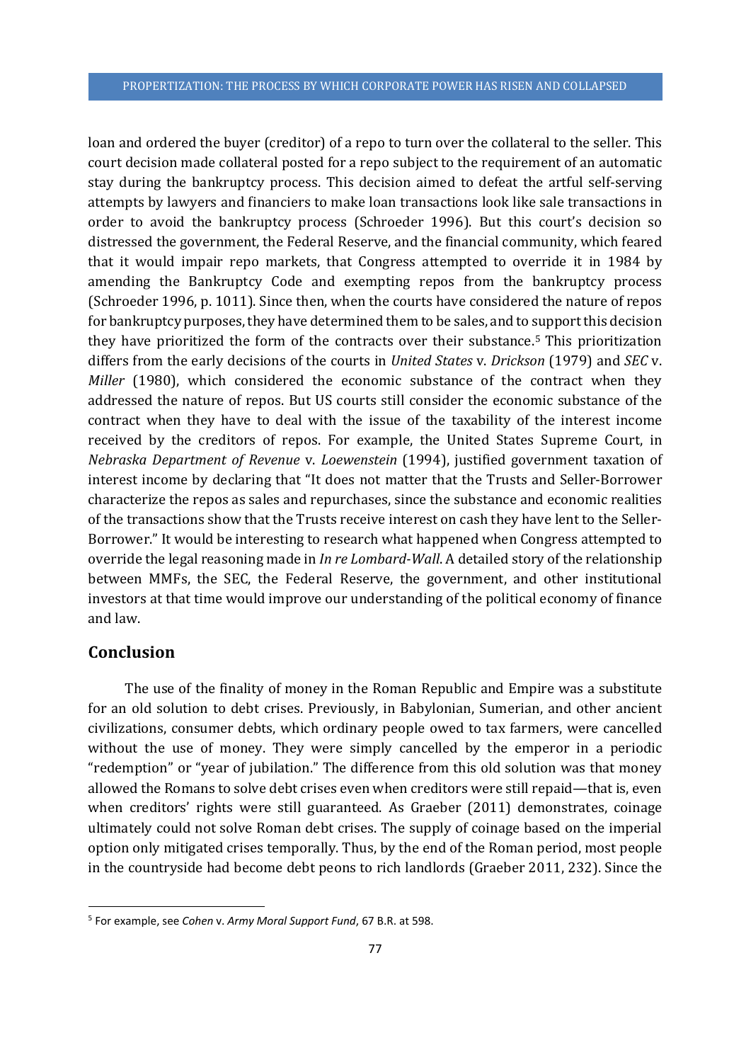loan and ordered the buyer (creditor) of a repo to turn over the collateral to the seller. This court decision made collateral posted for a repo subject to the requirement of an automatic stay during the bankruptcy process. This decision aimed to defeat the artful self-serving attempts by lawyers and financiers to make loan transactions look like sale transactions in order to avoid the bankruptcy process (Schroeder 1996). But this court's decision so distressed the government, the Federal Reserve, and the financial community, which feared that it would impair repo markets, that Congress attempted to override it in 1984 by amending the Bankruptcy Code and exempting repos from the bankruptcy process (Schroeder 1996, p. 1011). Since then, when the courts have considered the nature of repos for bankruptcy purposes, they have determined them to be sales, and to support this decision they have prioritized the form of the contracts over their substance.[5] This prioritization differs from the early decisions of the courts in *United States* v. *Drickson* (1979) and *SEC* v. *Miller* (1980), which considered the economic substance of the contract when they addressed the nature of repos. But US courts still consider the economic substance of the contract when they have to deal with the issue of the taxability of the interest income received by the creditors of repos. For example, the United States Supreme Court, in *Nebraska Department of Revenue* v. *Loewenstein* (1994), justified government taxation of interest income by declaring that "It does not matter that the Trusts and Seller-Borrower characterize the repos as sales and repurchases, since the substance and economic realities of the transactions show that the Trusts receive interest on cash they have lent to the Seller-Borrower." It would be interesting to research what happened when Congress attempted to override the legal reasoning made in *In re Lombard-Wall*. A detailed story of the relationship between MMFs, the SEC, the Federal Reserve, the government, and other institutional investors at that time would improve our understanding of the political economy of finance and law.

## Conclusion

The use of the finality of money in the Roman Republic and Empire was a substitute for an old solution to debt crises. Previously, in Babylonian, Sumerian, and other ancient civilizations, consumer debts, which ordinary people owed to tax farmers, were cancelled without the use of money. They were simply cancelled by the emperor in a periodic "redemption" or "year of jubilation." The difference from this old solution was that money allowed the Romans to solve debt crises even when creditors were still repaid—that is, even when creditors' rights were still guaranteed. As Graeber (2011) demonstrates, coinage ultimately could not solve Roman debt crises. The supply of coinage based on the imperial option only mitigated crises temporally. Thus, by the end of the Roman period, most people in the countryside had become debt peons to rich landlords (Graeber 2011, 232). Since the

---

[5] For example, see *Cohen* v. *Army Moral Support Fund*, 67 B.R. at 598.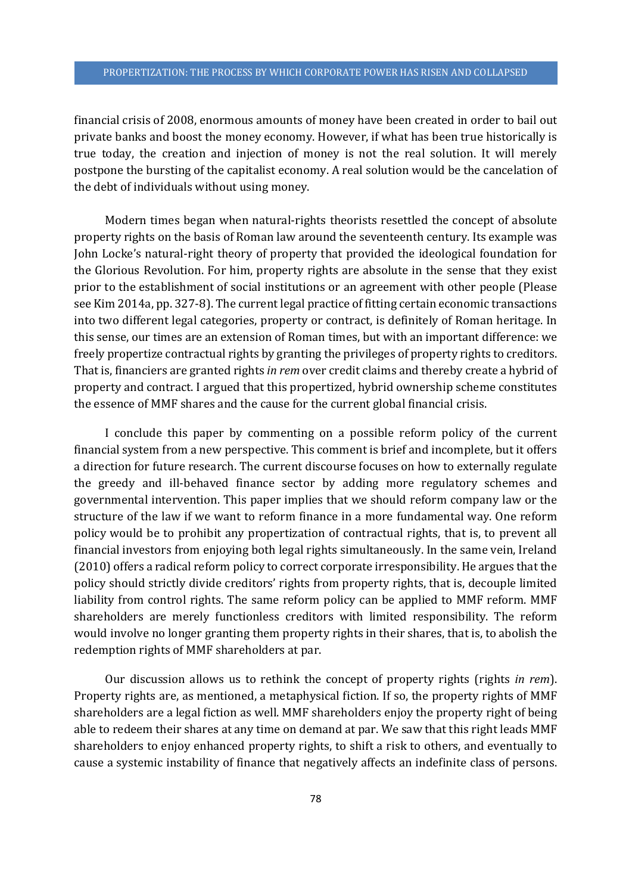financial crisis of 2008, enormous amounts of money have been created in order to bail out private banks and boost the money economy. However, if what has been true historically is true today, the creation and injection of money is not the real solution. It will merely postpone the bursting of the capitalist economy. A real solution would be the cancelation of the debt of individuals without using money.

Modern times began when natural-rights theorists resettled the concept of absolute property rights on the basis of Roman law around the seventeenth century. Its example was John Locke's natural-right theory of property that provided the ideological foundation for the Glorious Revolution. For him, property rights are absolute in the sense that they exist prior to the establishment of social institutions or an agreement with other people (Please see Kim 2014a, pp. 327-8). The current legal practice of fitting certain economic transactions into two different legal categories, property or contract, is definitely of Roman heritage. In this sense, our times are an extension of Roman times, but with an important difference: we freely propertize contractual rights by granting the privileges of property rights to creditors. That is, financiers are granted rights *in rem* over credit claims and thereby create a hybrid of property and contract. I argued that this propertized, hybrid ownership scheme constitutes the essence of MMF shares and the cause for the current global financial crisis.

I conclude this paper by commenting on a possible reform policy of the current financial system from a new perspective. This comment is brief and incomplete, but it offers a direction for future research. The current discourse focuses on how to externally regulate the greedy and ill-behaved finance sector by adding more regulatory schemes and governmental intervention. This paper implies that we should reform company law or the structure of the law if we want to reform finance in a more fundamental way. One reform policy would be to prohibit any propertization of contractual rights, that is, to prevent all financial investors from enjoying both legal rights simultaneously. In the same vein, Ireland (2010) offers a radical reform policy to correct corporate irresponsibility. He argues that the policy should strictly divide creditors' rights from property rights, that is, decouple limited liability from control rights. The same reform policy can be applied to MMF reform. MMF shareholders are merely functionless creditors with limited responsibility. The reform would involve no longer granting them property rights in their shares, that is, to abolish the redemption rights of MMF shareholders at par.

Our discussion allows us to rethink the concept of property rights (rights *in rem*). Property rights are, as mentioned, a metaphysical fiction. If so, the property rights of MMF shareholders are a legal fiction as well. MMF shareholders enjoy the property right of being able to redeem their shares at any time on demand at par. We saw that this right leads MMF shareholders to enjoy enhanced property rights, to shift a risk to others, and eventually to cause a systemic instability of finance that negatively affects an indefinite class of persons.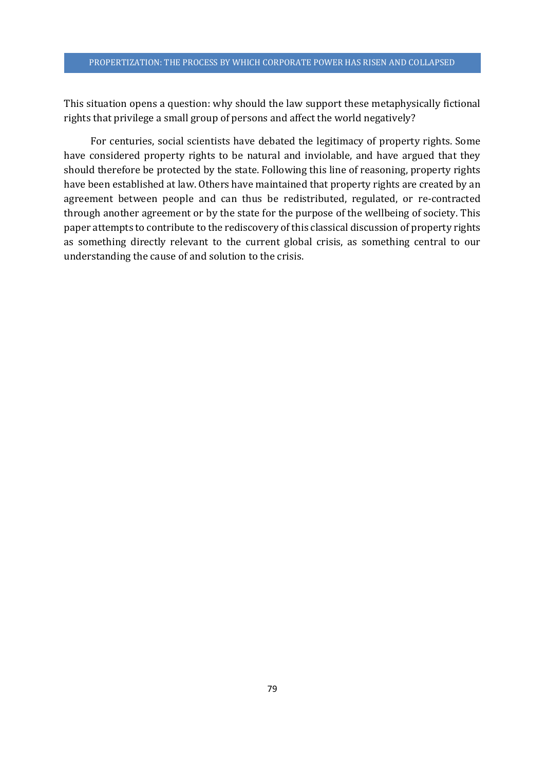This situation opens a question: why should the law support these metaphysically fictional rights that privilege a small group of persons and affect the world negatively?

For centuries, social scientists have debated the legitimacy of property rights. Some have considered property rights to be natural and inviolable, and have argued that they should therefore be protected by the state. Following this line of reasoning, property rights have been established at law. Others have maintained that property rights are created by an agreement between people and can thus be redistributed, regulated, or re-contracted through another agreement or by the state for the purpose of the wellbeing of society. This paper attempts to contribute to the rediscovery of this classical discussion of property rights as something directly relevant to the current global crisis, as something central to our understanding the cause of and solution to the crisis.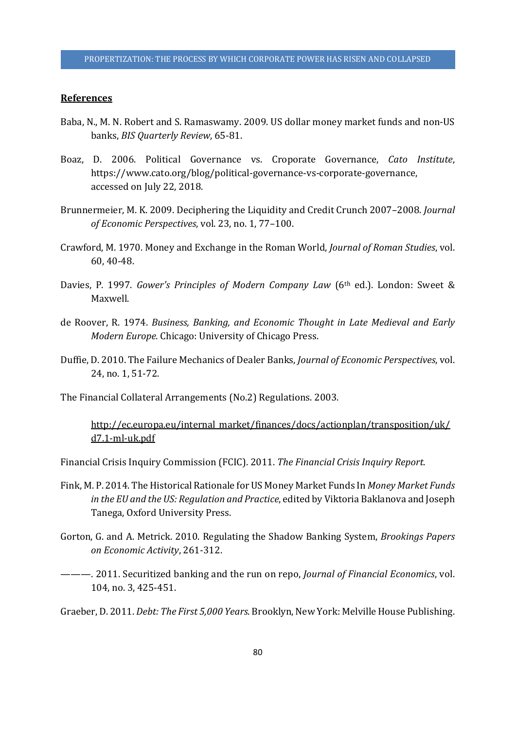## References

Baba, N., M. N. Robert and S. Ramaswamy. 2009. US dollar money market funds and non-US banks, *BIS Quarterly Review*, 65-81.

Boaz, D. 2006. Political Governance vs. Croporate Governance, *Cato Institute*, https://www.cato.org/blog/political-governance-vs-corporate-governance, accessed on July 22, 2018.

Brunnermeier, M. K. 2009. Deciphering the Liquidity and Credit Crunch 2007–2008. *Journal of Economic Perspectives*, vol. 23, no. 1, 77–100.

Crawford, M. 1970. Money and Exchange in the Roman World, *Journal of Roman Studies*, vol. 60, 40-48.

Davies, P. 1997. *Gower's Principles of Modern Company Law* (6th ed.). London: Sweet & Maxwell.

de Roover, R. 1974. *Business, Banking, and Economic Thought in Late Medieval and Early Modern Europe.* Chicago: University of Chicago Press.

Duffie, D. 2010. The Failure Mechanics of Dealer Banks, *Journal of Economic Perspectives*, vol. 24, no. 1, 51-72.

The Financial Collateral Arrangements (No.2) Regulations. 2003.

http://ec.europa.eu/internal_market/finances/docs/actionplan/transposition/uk/d7.1-ml-uk.pdf

Financial Crisis Inquiry Commission (FCIC). 2011. *The Financial Crisis Inquiry Report*.

Fink, M. P. 2014. The Historical Rationale for US Money Market Funds In *Money Market Funds in the EU and the US: Regulation and Practice*, edited by Viktoria Baklanova and Joseph Tanega, Oxford University Press.

Gorton, G. and A. Metrick. 2010. Regulating the Shadow Banking System, *Brookings Papers on Economic Activity*, 261-312.

———. 2011. Securitized banking and the run on repo, *Journal of Financial Economics*, vol. 104, no. 3, 425-451.

Graeber, D. 2011. *Debt: The First 5,000 Years*. Brooklyn, New York: Melville House Publishing.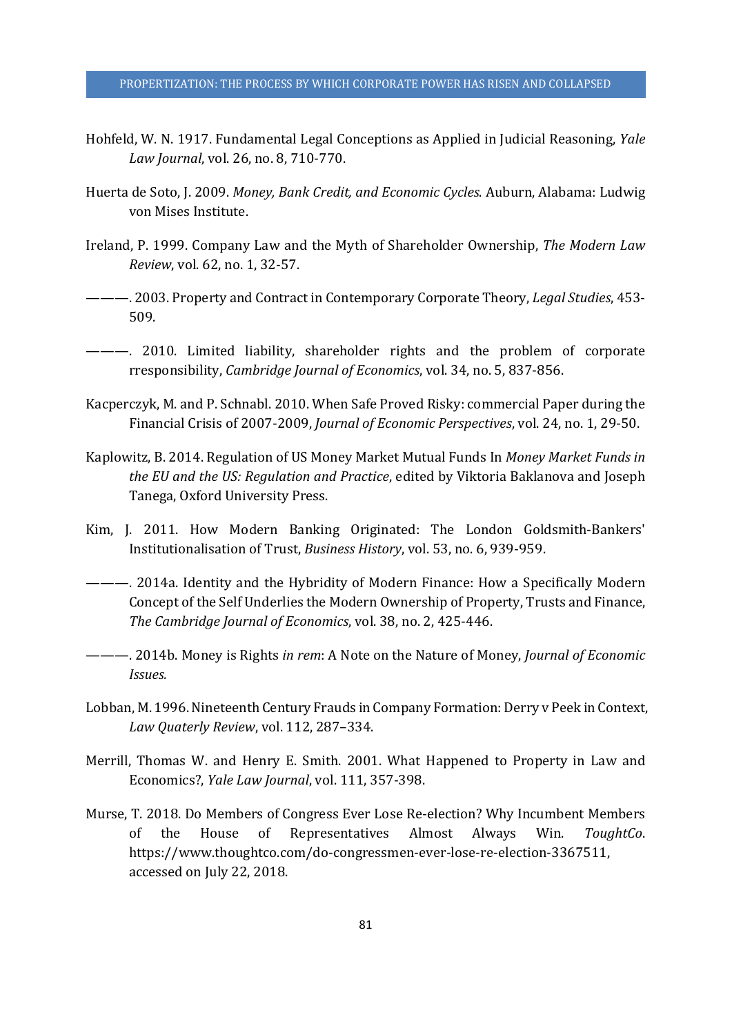Hohfeld, W. N. 1917. Fundamental Legal Conceptions as Applied in Judicial Reasoning, *Yale Law Journal*, vol. 26, no. 8, 710-770.

Huerta de Soto, J. 2009. *Money, Bank Credit, and Economic Cycles*. Auburn, Alabama: Ludwig von Mises Institute.

Ireland, P. 1999. Company Law and the Myth of Shareholder Ownership, *The Modern Law Review*, vol. 62, no. 1, 32-57.

———. 2003. Property and Contract in Contemporary Corporate Theory, *Legal Studies*, 453-509.

———. 2010. Limited liability, shareholder rights and the problem of corporate rresponsibility, *Cambridge Journal of Economics*, vol. 34, no. 5, 837-856.

Kacperczyk, M. and P. Schnabl. 2010. When Safe Proved Risky: commercial Paper during the Financial Crisis of 2007-2009, *Journal of Economic Perspectives*, vol. 24, no. 1, 29-50.

Kaplowitz, B. 2014. Regulation of US Money Market Mutual Funds In *Money Market Funds in the EU and the US: Regulation and Practice*, edited by Viktoria Baklanova and Joseph Tanega, Oxford University Press.

Kim, J. 2011. How Modern Banking Originated: The London Goldsmith-Bankers' Institutionalisation of Trust, *Business History*, vol. 53, no. 6, 939-959.

———. 2014a. Identity and the Hybridity of Modern Finance: How a Specifically Modern Concept of the Self Underlies the Modern Ownership of Property, Trusts and Finance, *The Cambridge Journal of Economics*, vol. 38, no. 2, 425-446.

———. 2014b. Money is Rights *in rem*: A Note on the Nature of Money, *Journal of Economic Issues.*

Lobban, M. 1996. Nineteenth Century Frauds in Company Formation: Derry v Peek in Context, *Law Quaterly Review*, vol. 112, 287–334.

Merrill, Thomas W. and Henry E. Smith. 2001. What Happened to Property in Law and Economics?, *Yale Law Journal*, vol. 111, 357-398.

Murse, T. 2018. Do Members of Congress Ever Lose Re-election? Why Incumbent Members of the House of Representatives Almost Always Win. *ToughtCo*. https://www.thoughtco.com/do-congressmen-ever-lose-re-election-3367511, accessed on July 22, 2018.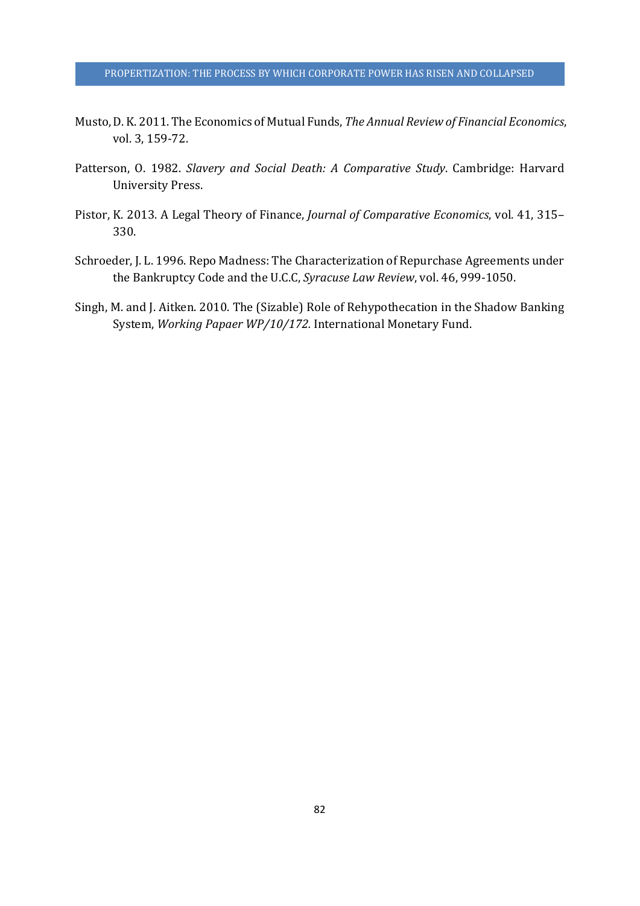Musto, D. K. 2011. The Economics of Mutual Funds, *The Annual Review of Financial Economics*, vol. 3, 159-72.

Patterson, O. 1982. *Slavery and Social Death: A Comparative Study*. Cambridge: Harvard University Press.

Pistor, K. 2013. A Legal Theory of Finance, *Journal of Comparative Economics*, vol. 41, 315–330.

Schroeder, J. L. 1996. Repo Madness: The Characterization of Repurchase Agreements under the Bankruptcy Code and the U.C.C, *Syracuse Law Review*, vol. 46, 999-1050.

Singh, M. and J. Aitken. 2010. The (Sizable) Role of Rehypothecation in the Shadow Banking System, *Working Papaer WP/10/172.* International Monetary Fund.